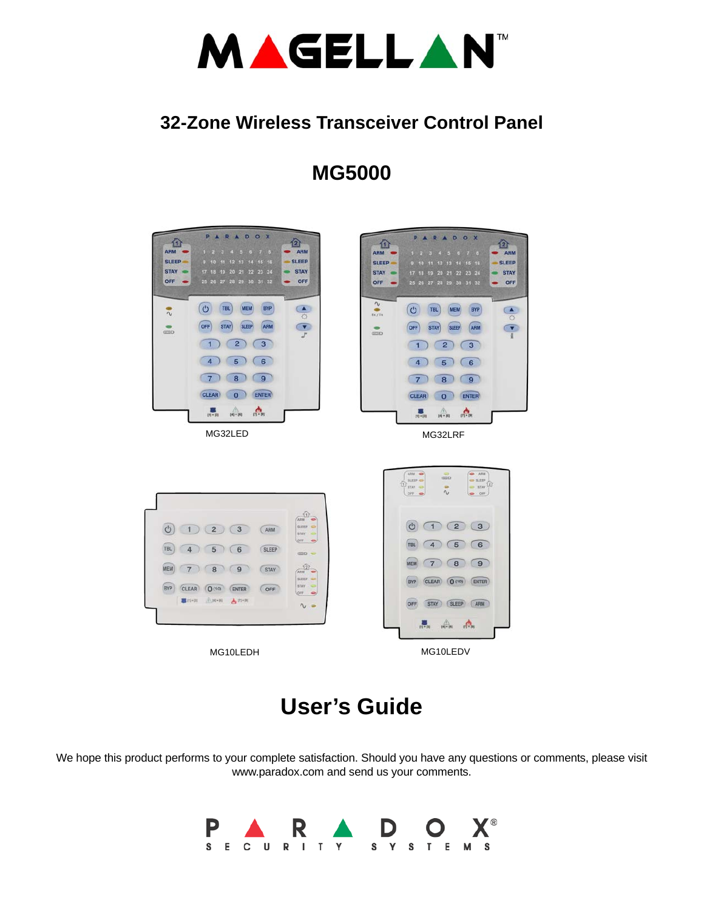# MAGELLAN™

## 32-Zone Wireless Transceiver Control Panel

## MG5000

MG32LED

MG32LRF

MG10LEDH

MG10LEDV

# User's Guide

We hope this product performs to your complete satisfaction. Should you have any questions or comments, please visit www.paradox.com and send us your comments.

PARADOX® SECURITY SYSTEMS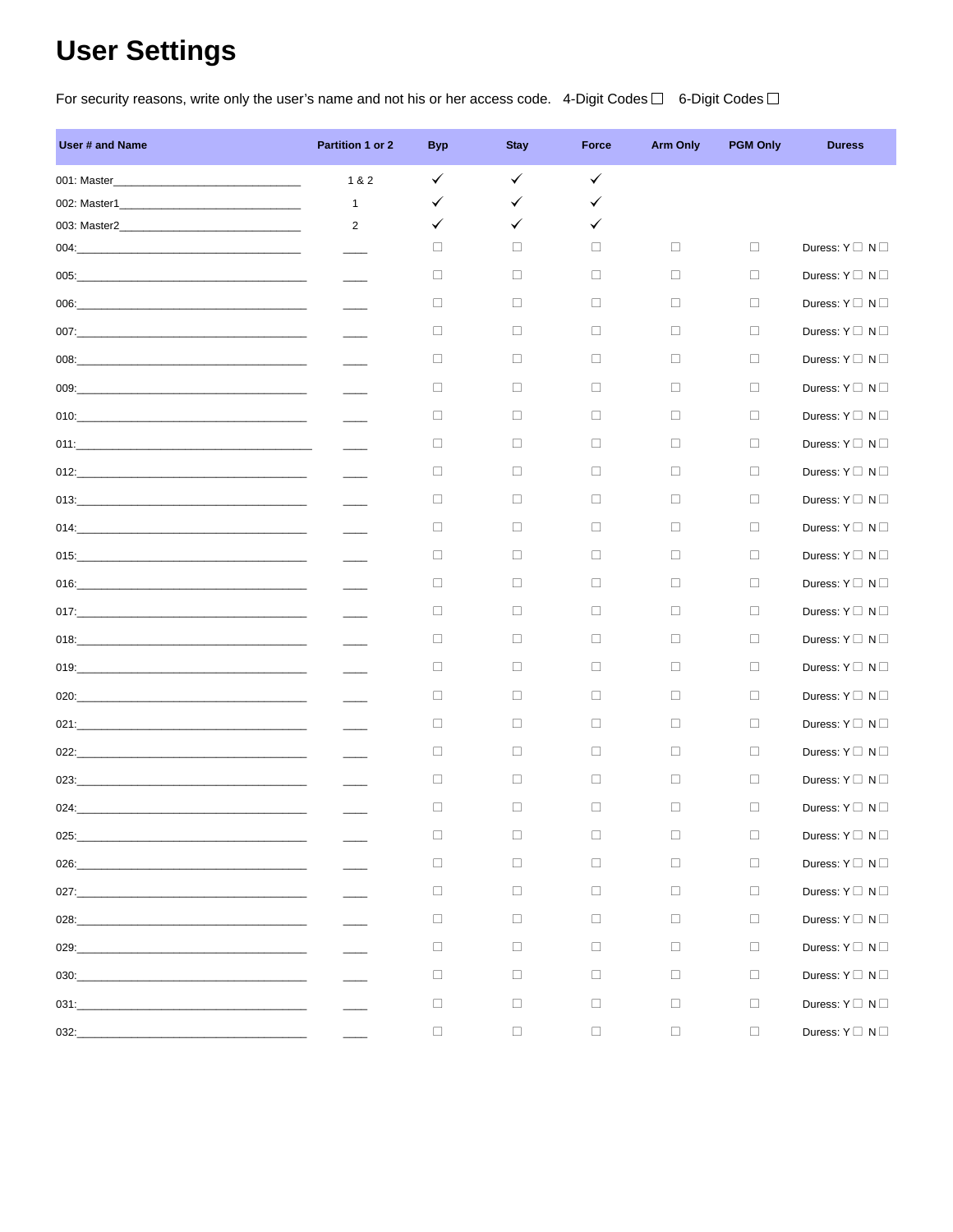# User Settings

For security reasons, write only the user's name and not his or her access code. 4-Digit Codes ☐ 6-Digit Codes ☐

| User # and Name | Partition 1 or 2 | Byp | Stay | Force | Arm Only | PGM Only | Duress |
|---|---|---|---|---|---|---|---|
| 001: Master_______________________________ | 1 & 2 | ✓ | ✓ | ✓ | | | |
| 002: Master1______________________________ | 1 | ✓ | ✓ | ✓ | | | |
| 003: Master2______________________________ | 2 | ✓ | ✓ | ✓ | | | |
| 004:_____________________________________ | ____ | ☐ | ☐ | ☐ | ☐ | ☐ | Duress: Y ☐ N ☐ |
| 005:_____________________________________ | ____ | ☐ | ☐ | ☐ | ☐ | ☐ | Duress: Y ☐ N ☐ |
| 006:_____________________________________ | ____ | ☐ | ☐ | ☐ | ☐ | ☐ | Duress: Y ☐ N ☐ |
| 007:_____________________________________ | ____ | ☐ | ☐ | ☐ | ☐ | ☐ | Duress: Y ☐ N ☐ |
| 008:_____________________________________ | ____ | ☐ | ☐ | ☐ | ☐ | ☐ | Duress: Y ☐ N ☐ |
| 009:_____________________________________ | ____ | ☐ | ☐ | ☐ | ☐ | ☐ | Duress: Y ☐ N ☐ |
| 010:_____________________________________ | ____ | ☐ | ☐ | ☐ | ☐ | ☐ | Duress: Y ☐ N ☐ |
| 011:_____________________________________ | ____ | ☐ | ☐ | ☐ | ☐ | ☐ | Duress: Y ☐ N ☐ |
| 012:_____________________________________ | ____ | ☐ | ☐ | ☐ | ☐ | ☐ | Duress: Y ☐ N ☐ |
| 013:_____________________________________ | ____ | ☐ | ☐ | ☐ | ☐ | ☐ | Duress: Y ☐ N ☐ |
| 014:_____________________________________ | ____ | ☐ | ☐ | ☐ | ☐ | ☐ | Duress: Y ☐ N ☐ |
| 015:_____________________________________ | ____ | ☐ | ☐ | ☐ | ☐ | ☐ | Duress: Y ☐ N ☐ |
| 016:_____________________________________ | ____ | ☐ | ☐ | ☐ | ☐ | ☐ | Duress: Y ☐ N ☐ |
| 017:_____________________________________ | ____ | ☐ | ☐ | ☐ | ☐ | ☐ | Duress: Y ☐ N ☐ |
| 018:_____________________________________ | ____ | ☐ | ☐ | ☐ | ☐ | ☐ | Duress: Y ☐ N ☐ |
| 019:_____________________________________ | ____ | ☐ | ☐ | ☐ | ☐ | ☐ | Duress: Y ☐ N ☐ |
| 020:_____________________________________ | ____ | ☐ | ☐ | ☐ | ☐ | ☐ | Duress: Y ☐ N ☐ |
| 021:_____________________________________ | ____ | ☐ | ☐ | ☐ | ☐ | ☐ | Duress: Y ☐ N ☐ |
| 022:_____________________________________ | ____ | ☐ | ☐ | ☐ | ☐ | ☐ | Duress: Y ☐ N ☐ |
| 023:_____________________________________ | ____ | ☐ | ☐ | ☐ | ☐ | ☐ | Duress: Y ☐ N ☐ |
| 024:_____________________________________ | ____ | ☐ | ☐ | ☐ | ☐ | ☐ | Duress: Y ☐ N ☐ |
| 025:_____________________________________ | ____ | ☐ | ☐ | ☐ | ☐ | ☐ | Duress: Y ☐ N ☐ |
| 026:_____________________________________ | ____ | ☐ | ☐ | ☐ | ☐ | ☐ | Duress: Y ☐ N ☐ |
| 027:_____________________________________ | ____ | ☐ | ☐ | ☐ | ☐ | ☐ | Duress: Y ☐ N ☐ |
| 028:_____________________________________ | ____ | ☐ | ☐ | ☐ | ☐ | ☐ | Duress: Y ☐ N ☐ |
| 029:_____________________________________ | ____ | ☐ | ☐ | ☐ | ☐ | ☐ | Duress: Y ☐ N ☐ |
| 030:_____________________________________ | ____ | ☐ | ☐ | ☐ | ☐ | ☐ | Duress: Y ☐ N ☐ |
| 031:_____________________________________ | ____ | ☐ | ☐ | ☐ | ☐ | ☐ | Duress: Y ☐ N ☐ |
| 032:_____________________________________ | ____ | ☐ | ☐ | ☐ | ☐ | ☐ | Duress: Y ☐ N ☐ |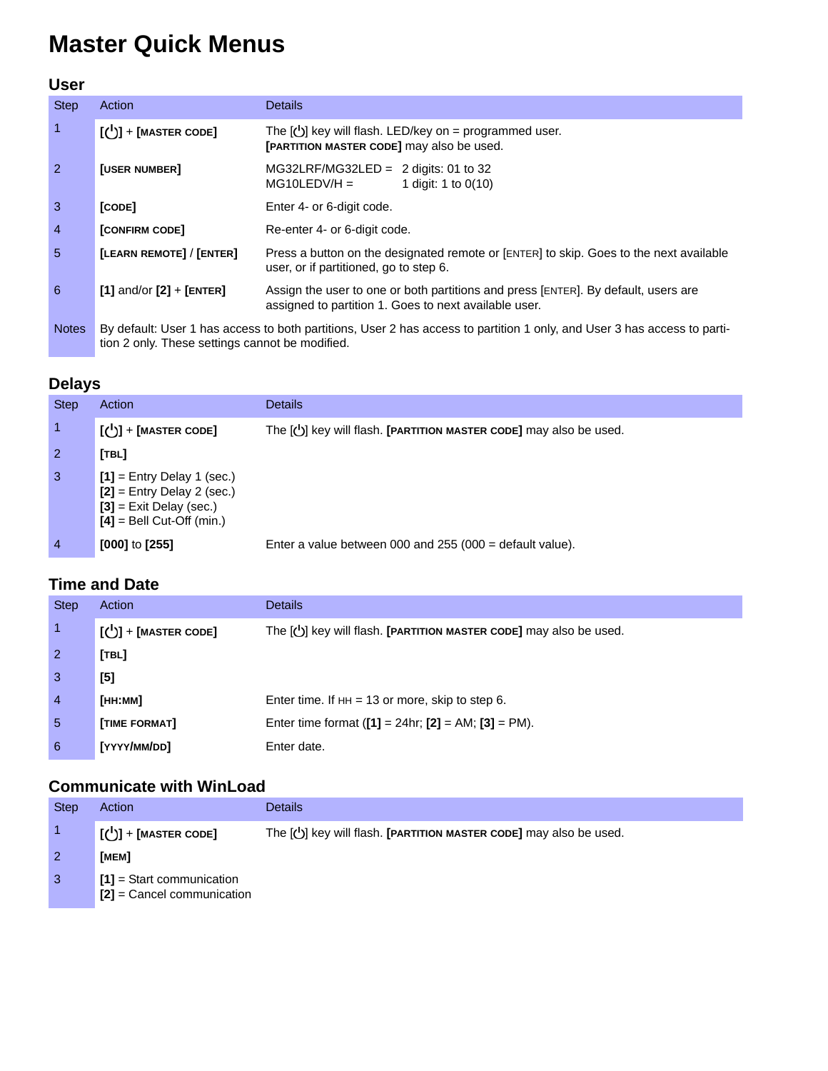# Master Quick Menus

## User

| Step | Action | Details |
|---|---|---|
| 1 | [⏻] + [MASTER CODE] | The [⏻] key will flash. LED/key on = programmed user. [PARTITION MASTER CODE] may also be used. |
| 2 | [USER NUMBER] | MG32LRF/MG32LED = 2 digits: 01 to 32<br>MG10LEDV/H = 1 digit: 1 to 0(10) |
| 3 | [CODE] | Enter 4- or 6-digit code. |
| 4 | [CONFIRM CODE] | Re-enter 4- or 6-digit code. |
| 5 | [LEARN REMOTE] / [ENTER] | Press a button on the designated remote or [ENTER] to skip. Goes to the next available user, or if partitioned, go to step 6. |
| 6 | [1] and/or [2] + [ENTER] | Assign the user to one or both partitions and press [ENTER]. By default, users are assigned to partition 1. Goes to next available user. |
| Notes | By default: User 1 has access to both partitions, User 2 has access to partition 1 only, and User 3 has access to partition 2 only. These settings cannot be modified. | |

## Delays

| Step | Action | Details |
|---|---|---|
| 1 | [⏻] + [MASTER CODE] | The [⏻] key will flash. [PARTITION MASTER CODE] may also be used. |
| 2 | [TBL] | |
| 3 | [1] = Entry Delay 1 (sec.)<br>[2] = Entry Delay 2 (sec.)<br>[3] = Exit Delay (sec.)<br>[4] = Bell Cut-Off (min.) | |
| 4 | [000] to [255] | Enter a value between 000 and 255 (000 = default value). |

## Time and Date

| Step | Action | Details |
|---|---|---|
| 1 | [⏻] + [MASTER CODE] | The [⏻] key will flash. [PARTITION MASTER CODE] may also be used. |
| 2 | [TBL] | |
| 3 | [5] | |
| 4 | [HH:MM] | Enter time. If HH = 13 or more, skip to step 6. |
| 5 | [TIME FORMAT] | Enter time format ([1] = 24hr; [2] = AM; [3] = PM). |
| 6 | [YYYY/MM/DD] | Enter date. |

## Communicate with WinLoad

| Step | Action | Details |
|---|---|---|
| 1 | [⏻] + [MASTER CODE] | The [⏻] key will flash. [PARTITION MASTER CODE] may also be used. |
| 2 | [MEM] | |
| 3 | [1] = Start communication<br>[2] = Cancel communication | |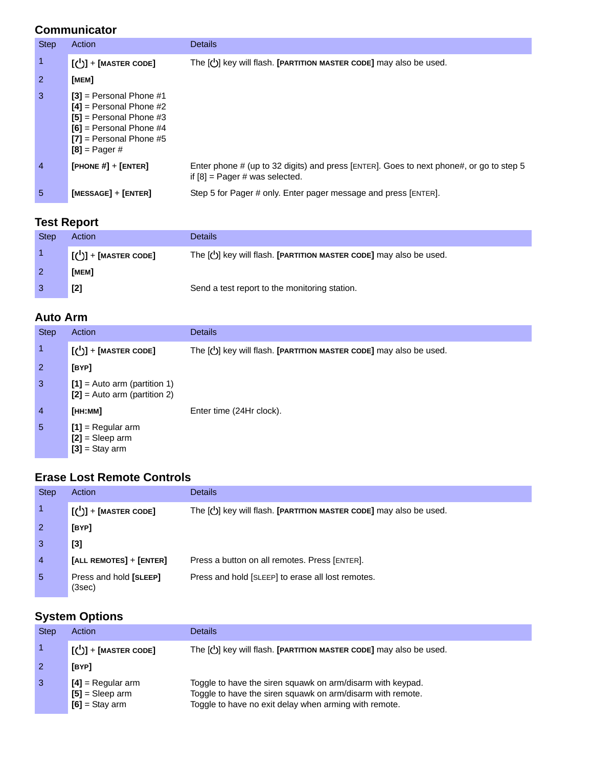## Communicator

| Step | Action | Details |
|---|---|---|
| 1 | [⏻] + [MASTER CODE] | The [⏻] key will flash. **[PARTITION MASTER CODE]** may also be used. |
| 2 | [MEM] | |
| 3 | **[3]** = Personal Phone #1<br>**[4]** = Personal Phone #2<br>**[5]** = Personal Phone #3<br>**[6]** = Personal Phone #4<br>**[7]** = Personal Phone #5<br>**[8]** = Pager # | |
| 4 | [PHONE #] + [ENTER] | Enter phone # (up to 32 digits) and press [ENTER]. Goes to next phone#, or go to step 5 if [8] = Pager # was selected. |
| 5 | [MESSAGE] + [ENTER] | Step 5 for Pager # only. Enter pager message and press [ENTER]. |

## Test Report

| Step | Action | Details |
|---|---|---|
| 1 | [⏻] + [MASTER CODE] | The [⏻] key will flash. **[PARTITION MASTER CODE]** may also be used. |
| 2 | [MEM] | |
| 3 | [2] | Send a test report to the monitoring station. |

## Auto Arm

| Step | Action | Details |
|---|---|---|
| 1 | [⏻] + [MASTER CODE] | The [⏻] key will flash. **[PARTITION MASTER CODE]** may also be used. |
| 2 | [BYP] | |
| 3 | **[1]** = Auto arm (partition 1)<br>**[2]** = Auto arm (partition 2) | |
| 4 | [HH:MM] | Enter time (24Hr clock). |
| 5 | **[1]** = Regular arm<br>**[2]** = Sleep arm<br>**[3]** = Stay arm | |

## Erase Lost Remote Controls

| Step | Action | Details |
|---|---|---|
| 1 | [⏻] + [MASTER CODE] | The [⏻] key will flash. **[PARTITION MASTER CODE]** may also be used. |
| 2 | [BYP] | |
| 3 | [3] | |
| 4 | [ALL REMOTES] + [ENTER] | Press a button on all remotes. Press [ENTER]. |
| 5 | Press and hold **[SLEEP]** (3sec) | Press and hold [SLEEP] to erase all lost remotes. |

## System Options

| Step | Action | Details |
|---|---|---|
| 1 | [⏻] + [MASTER CODE] | The [⏻] key will flash. **[PARTITION MASTER CODE]** may also be used. |
| 2 | [BYP] | |
| 3 | **[4]** = Regular arm<br>**[5]** = Sleep arm<br>**[6]** = Stay arm | Toggle to have the siren squawk on arm/disarm with keypad.<br>Toggle to have the siren squawk on arm/disarm with remote.<br>Toggle to have no exit delay when arming with remote. |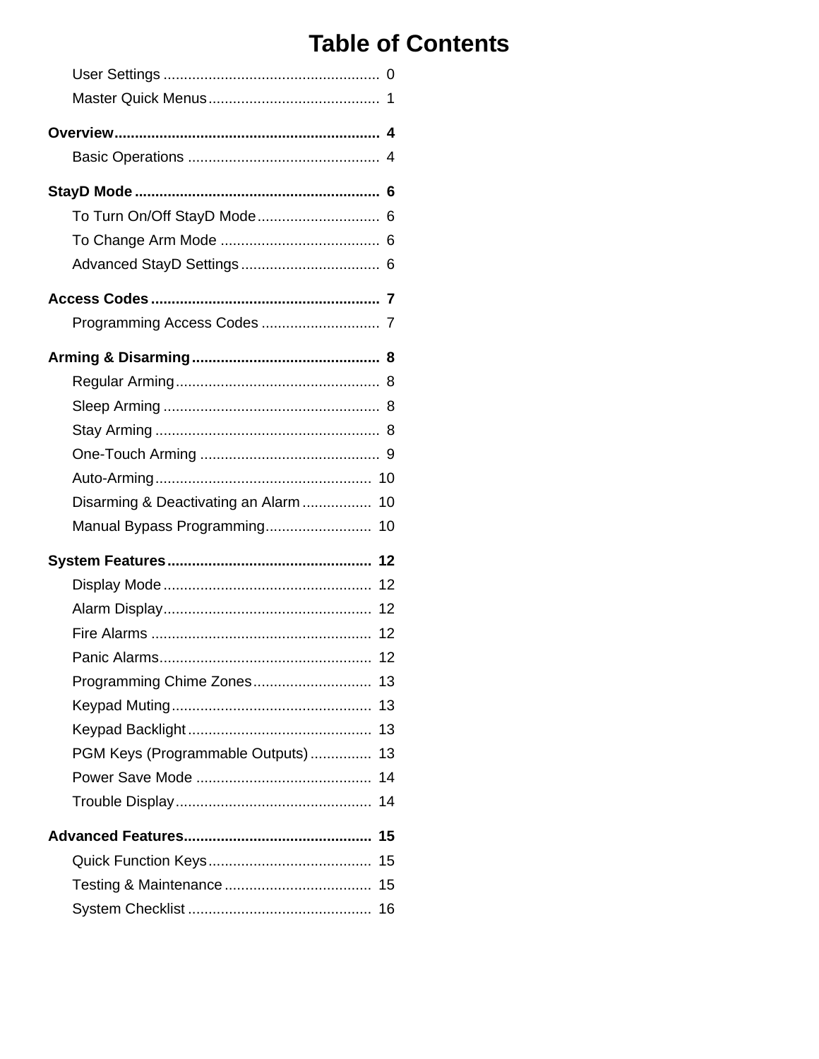# Table of Contents

- User Settings .... 0
- Master Quick Menus .... 1

**Overview** .... **4**

- Basic Operations .... 4

**StayD Mode** .... **6**

- To Turn On/Off StayD Mode .... 6
- To Change Arm Mode .... 6
- Advanced StayD Settings .... 6

**Access Codes** .... **7**

- Programming Access Codes .... 7

**Arming & Disarming** .... **8**

- Regular Arming .... 8
- Sleep Arming .... 8
- Stay Arming .... 8
- One-Touch Arming .... 9
- Auto-Arming .... 10
- Disarming & Deactivating an Alarm .... 10
- Manual Bypass Programming .... 10

**System Features** .... **12**

- Display Mode .... 12
- Alarm Display .... 12
- Fire Alarms .... 12
- Panic Alarms .... 12
- Programming Chime Zones .... 13
- Keypad Muting .... 13
- Keypad Backlight .... 13
- PGM Keys (Programmable Outputs) .... 13
- Power Save Mode .... 14
- Trouble Display .... 14

**Advanced Features** .... **15**

- Quick Function Keys .... 15
- Testing & Maintenance .... 15
- System Checklist .... 16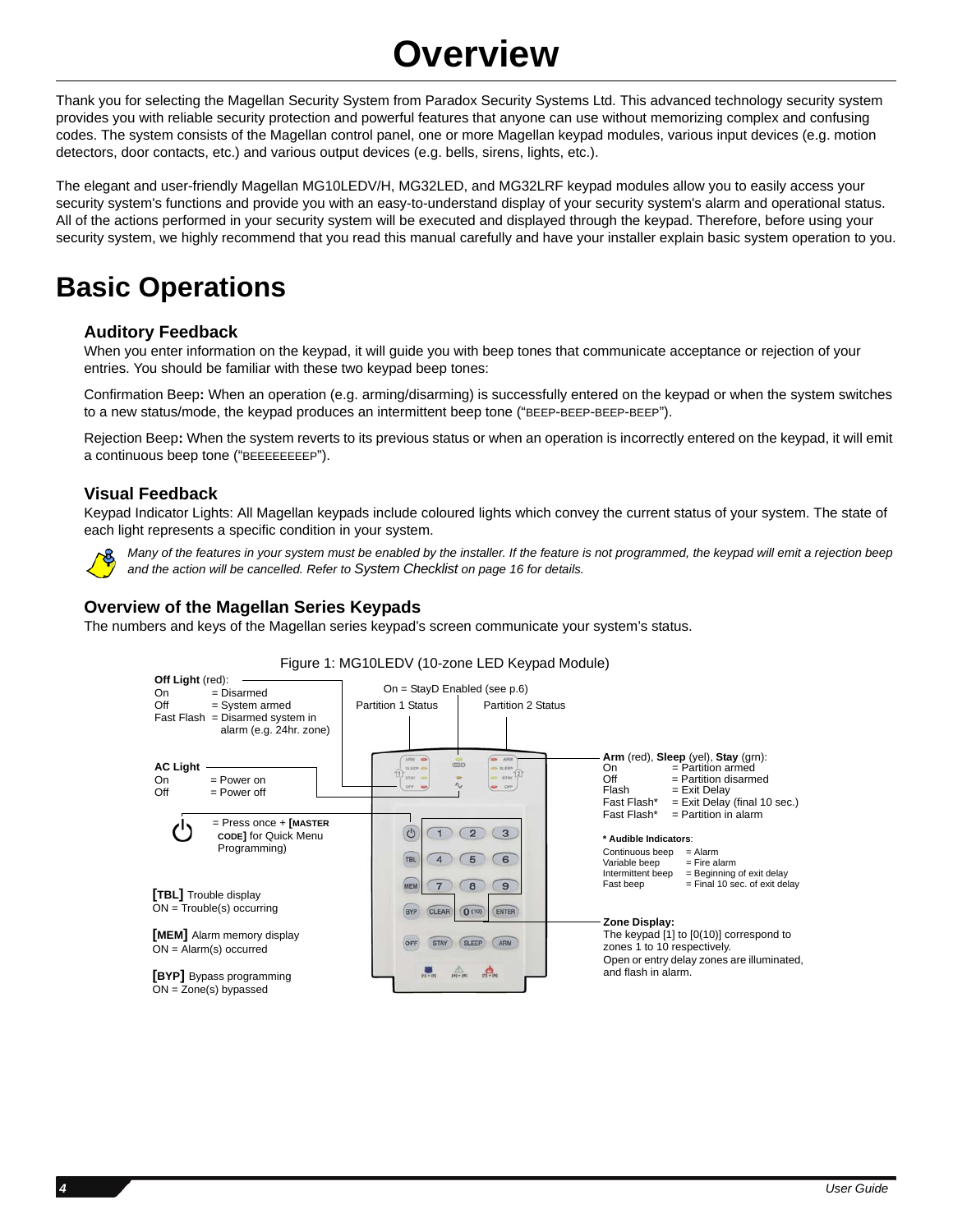# Overview

Thank you for selecting the Magellan Security System from Paradox Security Systems Ltd. This advanced technology security system provides you with reliable security protection and powerful features that anyone can use without memorizing complex and confusing codes. The system consists of the Magellan control panel, one or more Magellan keypad modules, various input devices (e.g. motion detectors, door contacts, etc.) and various output devices (e.g. bells, sirens, lights, etc.).

The elegant and user-friendly Magellan MG10LEDV/H, MG32LED, and MG32LRF keypad modules allow you to easily access your security system's functions and provide you with an easy-to-understand display of your security system's alarm and operational status. All of the actions performed in your security system will be executed and displayed through the keypad. Therefore, before using your security system, we highly recommend that you read this manual carefully and have your installer explain basic system operation to you.

# Basic Operations

## Auditory Feedback

When you enter information on the keypad, it will guide you with beep tones that communicate acceptance or rejection of your entries. You should be familiar with these two keypad beep tones:

Confirmation Beep**:** When an operation (e.g. arming/disarming) is successfully entered on the keypad or when the system switches to a new status/mode, the keypad produces an intermittent beep tone ("BEEP-BEEP-BEEP-BEEP").

Rejection Beep**:** When the system reverts to its previous status or when an operation is incorrectly entered on the keypad, it will emit a continuous beep tone ("BEEEEEEEEP").

## Visual Feedback

Keypad Indicator Lights: All Magellan keypads include coloured lights which convey the current status of your system. The state of each light represents a specific condition in your system.

*Many of the features in your system must be enabled by the installer. If the feature is not programmed, the keypad will emit a rejection beep and the action will be cancelled. Refer to System Checklist on page 16 for details.*

## Overview of the Magellan Series Keypads

The numbers and keys of the Magellan series keypad's screen communicate your system's status.

Figure 1: MG10LEDV (10-zone LED Keypad Module)

**Off Light** (red):
- On = Disarmed
- Off = System armed
- Fast Flash = Disarmed system in alarm (e.g. 24hr. zone)

**AC Light**
- On = Power on
- Off = Power off

⏻ = Press once + **[MASTER CODE]** for Quick Menu Programming)

**[TBL]** Trouble display
ON = Trouble(s) occurring

**[MEM]** Alarm memory display
ON = Alarm(s) occurred

**[BYP]** Bypass programming
ON = Zone(s) bypassed

On = StayD Enabled (see p.6)

Partition 1 Status

Partition 2 Status

**Arm** (red), **Sleep** (yel), **Stay** (grn):
- On = Partition armed
- Off = Partition disarmed
- Flash = Exit Delay
- Fast Flash* = Exit Delay (final 10 sec.)
- Fast Flash* = Partition in alarm

**\* Audible Indicators**:
- Continuous beep = Alarm
- Variable beep = Fire alarm
- Intermittent beep = Beginning of exit delay
- Fast beep = Final 10 sec. of exit delay

**Zone Display:**
The keypad [1] to [0(10)] correspond to zones 1 to 10 respectively.
Open or entry delay zones are illuminated, and flash in alarm.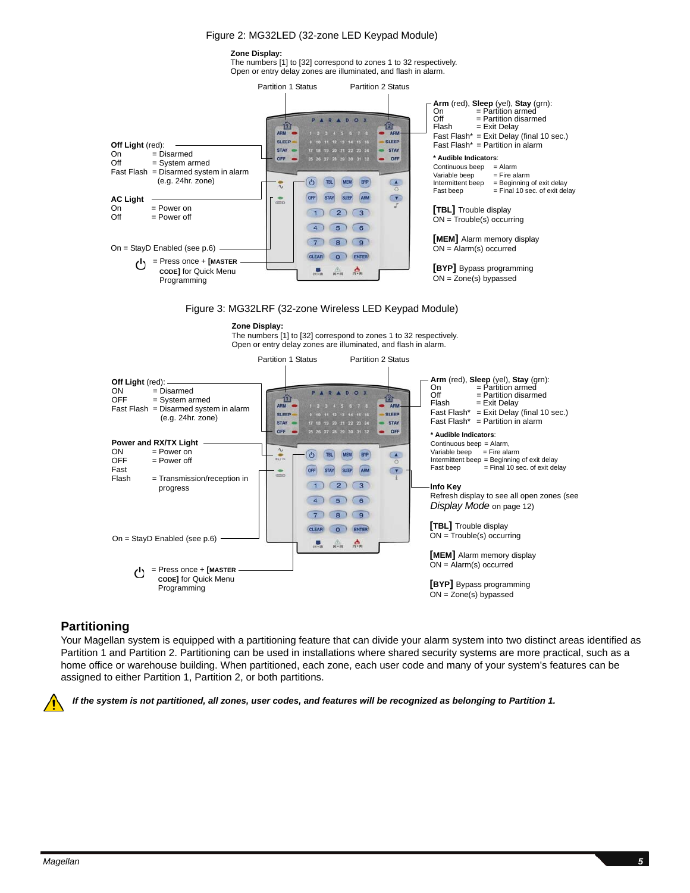Figure 2: MG32LED (32-zone LED Keypad Module)

**Zone Display:**
The numbers [1] to [32] correspond to zones 1 to 32 respectively.
Open or entry delay zones are illuminated, and flash in alarm.

Partition 1 Status

Partition 2 Status

**Off Light** (red):
On = Disarmed
Off = System armed
Fast Flash = Disarmed system in alarm (e.g. 24hr. zone)

**AC Light**
On = Power on
Off = Power off

On = StayD Enabled (see p.6)

⏻ = Press once + **[MASTER CODE]** for Quick Menu Programming

**Arm** (red), **Sleep** (yel), **Stay** (grn):
On = Partition armed
Off = Partition disarmed
Flash = Exit Delay
Fast Flash* = Exit Delay (final 10 sec.)
Fast Flash* = Partition in alarm

**\* Audible Indicators**:
Continuous beep = Alarm
Variable beep = Fire alarm
Intermittent beep = Beginning of exit delay
Fast beep = Final 10 sec. of exit delay

**[TBL]** Trouble display
ON = Trouble(s) occurring

**[MEM]** Alarm memory display
ON = Alarm(s) occurred

**[BYP]** Bypass programming
ON = Zone(s) bypassed

Figure 3: MG32LRF (32-zone Wireless LED Keypad Module)

**Zone Display:**
The numbers [1] to [32] correspond to zones 1 to 32 respectively.
Open or entry delay zones are illuminated, and flash in alarm.

Partition 1 Status

Partition 2 Status

**Off Light** (red):
ON = Disarmed
OFF = System armed
Fast Flash = Disarmed system in alarm (e.g. 24hr. zone)

**Power and RX/TX Light**
ON = Power on
OFF = Power off
Fast Flash = Transmission/reception in progress

On = StayD Enabled (see p.6)

⏻ = Press once + **[MASTER CODE]** for Quick Menu Programming

**Arm** (red), **Sleep** (yel), **Stay** (grn):
On = Partition armed
Off = Partition disarmed
Flash = Exit Delay
Fast Flash* = Exit Delay (final 10 sec.)
Fast Flash* = Partition in alarm

**\* Audible Indicators**:
Continuous beep = Alarm,
Variable beep = Fire alarm
Intermittent beep = Beginning of exit delay
Fast beep = Final 10 sec. of exit delay

**Info Key**
Refresh display to see all open zones (see *Display Mode* on page 12)

**[TBL]** Trouble display
ON = Trouble(s) occurring

**[MEM]** Alarm memory display
ON = Alarm(s) occurred

**[BYP]** Bypass programming
ON = Zone(s) bypassed

## Partitioning

Your Magellan system is equipped with a partitioning feature that can divide your alarm system into two distinct areas identified as Partition 1 and Partition 2. Partitioning can be used in installations where shared security systems are more practical, such as a home office or warehouse building. When partitioned, each zone, each user code and many of your system's features can be assigned to either Partition 1, Partition 2, or both partitions.

***If the system is not partitioned, all zones, user codes, and features will be recognized as belonging to Partition 1.***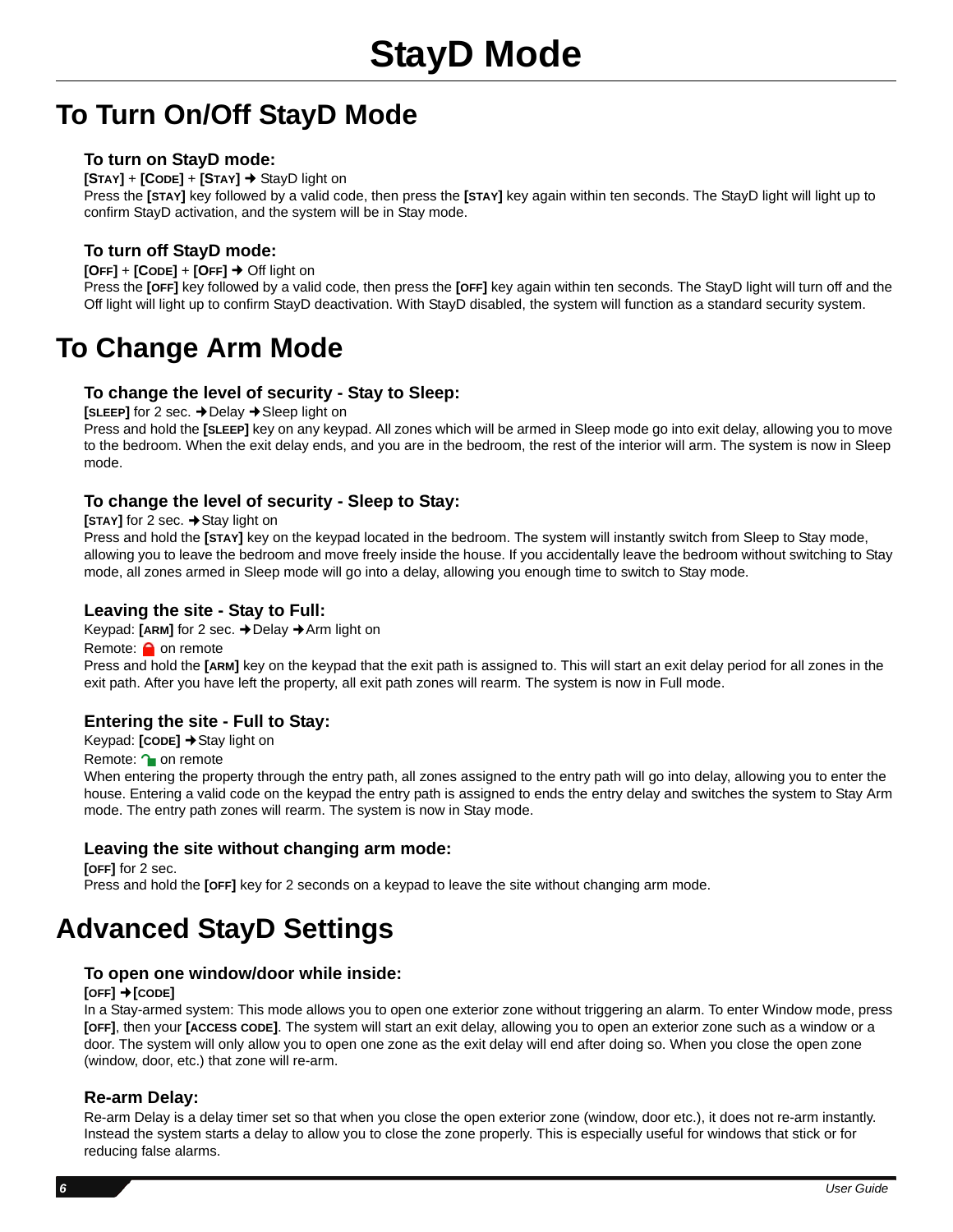# StayD Mode

## To Turn On/Off StayD Mode

### To turn on StayD mode:

**[STAY]** + **[CODE]** + **[STAY]** ➜ StayD light on

Press the **[STAY]** key followed by a valid code, then press the **[STAY]** key again within ten seconds. The StayD light will light up to confirm StayD activation, and the system will be in Stay mode.

### To turn off StayD mode:

**[OFF]** + **[CODE]** + **[OFF]** ➜ Off light on

Press the **[OFF]** key followed by a valid code, then press the **[OFF]** key again within ten seconds. The StayD light will turn off and the Off light will light up to confirm StayD deactivation. With StayD disabled, the system will function as a standard security system.

## To Change Arm Mode

### To change the level of security - Stay to Sleep:

**[SLEEP]** for 2 sec. ➜Delay ➜Sleep light on

Press and hold the **[SLEEP]** key on any keypad. All zones which will be armed in Sleep mode go into exit delay, allowing you to move to the bedroom. When the exit delay ends, and you are in the bedroom, the rest of the interior will arm. The system is now in Sleep mode.

### To change the level of security - Sleep to Stay:

**[STAY]** for 2 sec. ➜Stay light on

Press and hold the **[STAY]** key on the keypad located in the bedroom. The system will instantly switch from Sleep to Stay mode, allowing you to leave the bedroom and move freely inside the house. If you accidentally leave the bedroom without switching to Stay mode, all zones armed in Sleep mode will go into a delay, allowing you enough time to switch to Stay mode.

### Leaving the site - Stay to Full:

Keypad: **[ARM]** for 2 sec. ➜Delay ➜Arm light on

Remote: 🔒 on remote

Press and hold the **[ARM]** key on the keypad that the exit path is assigned to. This will start an exit delay period for all zones in the exit path. After you have left the property, all exit path zones will rearm. The system is now in Full mode.

### Entering the site - Full to Stay:

Keypad: **[CODE]** ➜Stay light on

Remote: 🔓 on remote

When entering the property through the entry path, all zones assigned to the entry path will go into delay, allowing you to enter the house. Entering a valid code on the keypad the entry path is assigned to ends the entry delay and switches the system to Stay Arm mode. The entry path zones will rearm. The system is now in Stay mode.

### Leaving the site without changing arm mode:

**[OFF]** for 2 sec.

Press and hold the **[OFF]** key for 2 seconds on a keypad to leave the site without changing arm mode.

## Advanced StayD Settings

### To open one window/door while inside:

**[OFF]** ➜**[CODE]**

In a Stay-armed system: This mode allows you to open one exterior zone without triggering an alarm. To enter Window mode, press **[OFF]**, then your **[ACCESS CODE]**. The system will start an exit delay, allowing you to open an exterior zone such as a window or a door. The system will only allow you to open one zone as the exit delay will end after doing so. When you close the open zone (window, door, etc.) that zone will re-arm.

### Re-arm Delay:

Re-arm Delay is a delay timer set so that when you close the open exterior zone (window, door etc.), it does not re-arm instantly. Instead the system starts a delay to allow you to close the zone properly. This is especially useful for windows that stick or for reducing false alarms.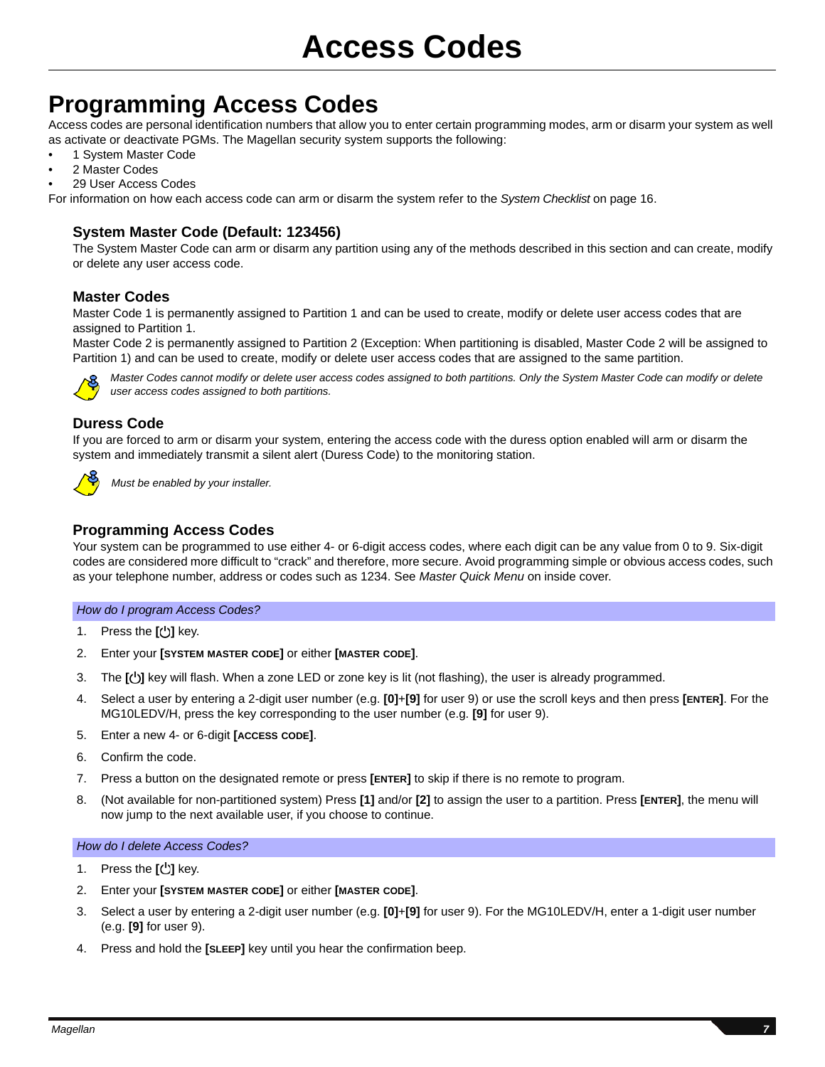# Access Codes

## Programming Access Codes

Access codes are personal identification numbers that allow you to enter certain programming modes, arm or disarm your system as well as activate or deactivate PGMs. The Magellan security system supports the following:

- 1 System Master Code
- 2 Master Codes
- 29 User Access Codes

For information on how each access code can arm or disarm the system refer to the *System Checklist* on page 16.

### System Master Code (Default: 123456)

The System Master Code can arm or disarm any partition using any of the methods described in this section and can create, modify or delete any user access code.

### Master Codes

Master Code 1 is permanently assigned to Partition 1 and can be used to create, modify or delete user access codes that are assigned to Partition 1.

Master Code 2 is permanently assigned to Partition 2 (Exception: When partitioning is disabled, Master Code 2 will be assigned to Partition 1) and can be used to create, modify or delete user access codes that are assigned to the same partition.

*Master Codes cannot modify or delete user access codes assigned to both partitions. Only the System Master Code can modify or delete user access codes assigned to both partitions.*

### Duress Code

If you are forced to arm or disarm your system, entering the access code with the duress option enabled will arm or disarm the system and immediately transmit a silent alert (Duress Code) to the monitoring station.

*Must be enabled by your installer.*

### Programming Access Codes

Your system can be programmed to use either 4- or 6-digit access codes, where each digit can be any value from 0 to 9. Six-digit codes are considered more difficult to "crack" and therefore, more secure. Avoid programming simple or obvious access codes, such as your telephone number, address or codes such as 1234. See *Master Quick Menu* on inside cover.

*How do I program Access Codes?*

1. Press the **[⏻]** key.
2. Enter your **[SYSTEM MASTER CODE]** or either **[MASTER CODE]**.
3. The **[⏻]** key will flash. When a zone LED or zone key is lit (not flashing), the user is already programmed.
4. Select a user by entering a 2-digit user number (e.g. **[0]**+**[9]** for user 9) or use the scroll keys and then press **[ENTER]**. For the MG10LEDV/H, press the key corresponding to the user number (e.g. **[9]** for user 9).
5. Enter a new 4- or 6-digit **[ACCESS CODE]**.
6. Confirm the code.
7. Press a button on the designated remote or press **[ENTER]** to skip if there is no remote to program.
8. (Not available for non-partitioned system) Press **[1]** and/or **[2]** to assign the user to a partition. Press **[ENTER]**, the menu will now jump to the next available user, if you choose to continue.

*How do I delete Access Codes?*

1. Press the **[⏻]** key.
2. Enter your **[SYSTEM MASTER CODE]** or either **[MASTER CODE]**.
3. Select a user by entering a 2-digit user number (e.g. **[0]**+**[9]** for user 9). For the MG10LEDV/H, enter a 1-digit user number (e.g. **[9]** for user 9).
4. Press and hold the **[SLEEP]** key until you hear the confirmation beep.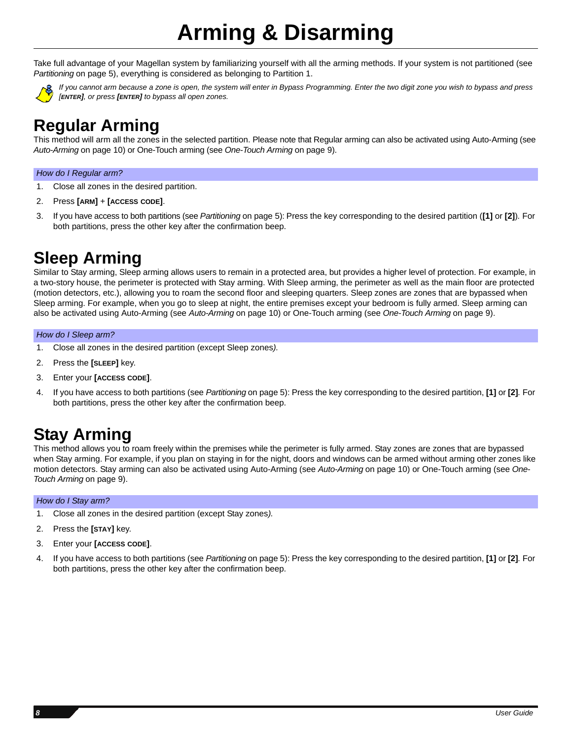# Arming & Disarming

Take full advantage of your Magellan system by familiarizing yourself with all the arming methods. If your system is not partitioned (see *Partitioning* on page 5), everything is considered as belonging to Partition 1.

*If you cannot arm because a zone is open, the system will enter in Bypass Programming. Enter the two digit zone you wish to bypass and press **[ENTER]**, or press **[ENTER]** to bypass all open zones.*

## Regular Arming

This method will arm all the zones in the selected partition. Please note that Regular arming can also be activated using Auto-Arming (see *Auto-Arming* on page 10) or One-Touch arming (see *One-Touch Arming* on page 9).

*How do I Regular arm?*

1. Close all zones in the desired partition.
2. Press **[ARM]** + **[ACCESS CODE]**.
3. If you have access to both partitions (see *Partitioning* on page 5): Press the key corresponding to the desired partition (**[1]** or **[2]**). For both partitions, press the other key after the confirmation beep.

## Sleep Arming

Similar to Stay arming, Sleep arming allows users to remain in a protected area, but provides a higher level of protection. For example, in a two-story house, the perimeter is protected with Stay arming. With Sleep arming, the perimeter as well as the main floor are protected (motion detectors, etc.), allowing you to roam the second floor and sleeping quarters. Sleep zones are zones that are bypassed when Sleep arming. For example, when you go to sleep at night, the entire premises except your bedroom is fully armed. Sleep arming can also be activated using Auto-Arming (see *Auto-Arming* on page 10) or One-Touch arming (see *One-Touch Arming* on page 9).

*How do I Sleep arm?*

1. Close all zones in the desired partition (except Sleep zones).
2. Press the **[SLEEP]** key.
3. Enter your **[ACCESS CODE]**.
4. If you have access to both partitions (see *Partitioning* on page 5): Press the key corresponding to the desired partition, **[1]** or **[2]**. For both partitions, press the other key after the confirmation beep.

## Stay Arming

This method allows you to roam freely within the premises while the perimeter is fully armed. Stay zones are zones that are bypassed when Stay arming. For example, if you plan on staying in for the night, doors and windows can be armed without arming other zones like motion detectors. Stay arming can also be activated using Auto-Arming (see *Auto-Arming* on page 10) or One-Touch arming (see *One-Touch Arming* on page 9).

*How do I Stay arm?*

1. Close all zones in the desired partition (except Stay zones).
2. Press the **[STAY]** key.
3. Enter your **[ACCESS CODE]**.
4. If you have access to both partitions (see *Partitioning* on page 5): Press the key corresponding to the desired partition, **[1]** or **[2]**. For both partitions, press the other key after the confirmation beep.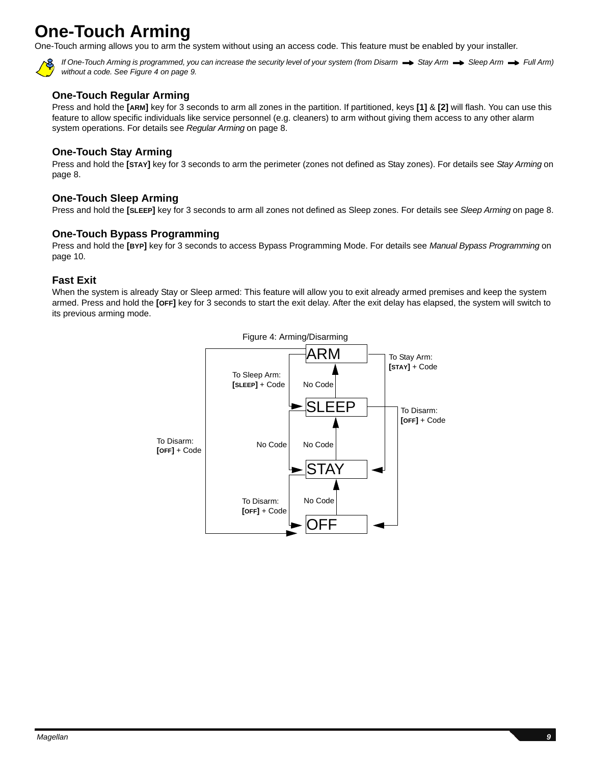# One-Touch Arming

One-Touch arming allows you to arm the system without using an access code. This feature must be enabled by your installer.

*If One-Touch Arming is programmed, you can increase the security level of your system (from Disarm → Stay Arm → Sleep Arm → Full Arm) without a code. See Figure 4 on page 9.*

## One-Touch Regular Arming

Press and hold the **[ARM]** key for 3 seconds to arm all zones in the partition. If partitioned, keys **[1]** & **[2]** will flash. You can use this feature to allow specific individuals like service personnel (e.g. cleaners) to arm without giving them access to any other alarm system operations. For details see *Regular Arming* on page 8.

## One-Touch Stay Arming

Press and hold the **[STAY]** key for 3 seconds to arm the perimeter (zones not defined as Stay zones). For details see *Stay Arming* on page 8.

## One-Touch Sleep Arming

Press and hold the **[SLEEP]** key for 3 seconds to arm all zones not defined as Sleep zones. For details see *Sleep Arming* on page 8.

## One-Touch Bypass Programming

Press and hold the **[BYP]** key for 3 seconds to access Bypass Programming Mode. For details see *Manual Bypass Programming* on page 10.

## Fast Exit

When the system is already Stay or Sleep armed: This feature will allow you to exit already armed premises and keep the system armed. Press and hold the **[OFF]** key for 3 seconds to start the exit delay. After the exit delay has elapsed, the system will switch to its previous arming mode.

Figure 4: Arming/Disarming

ARM, SLEEP, STAY, OFF

To Stay Arm: **[STAY]** + Code

To Sleep Arm: **[SLEEP]** + Code

To Disarm: **[OFF]** + Code

No Code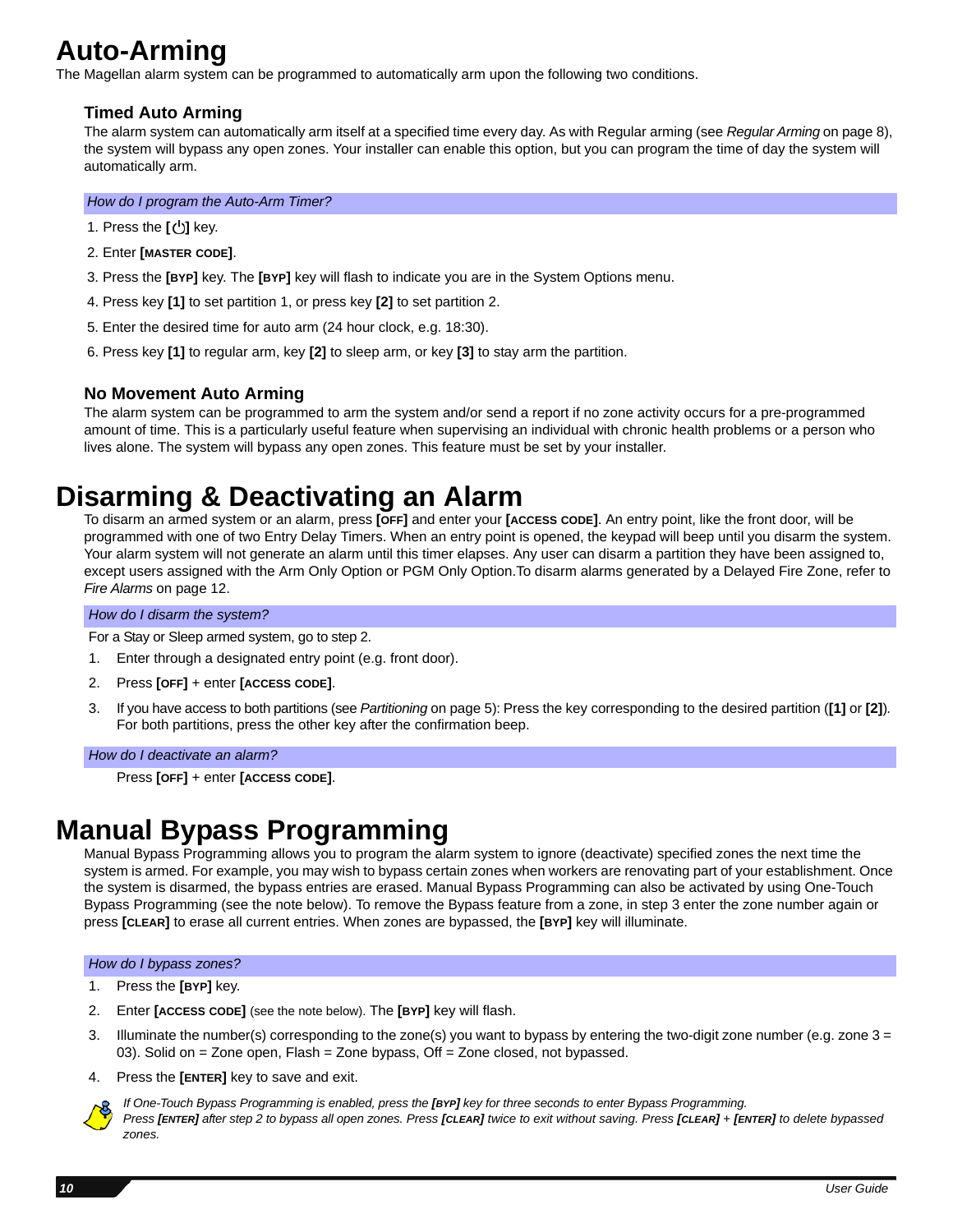# Auto-Arming

The Magellan alarm system can be programmed to automatically arm upon the following two conditions.

## Timed Auto Arming

The alarm system can automatically arm itself at a specified time every day. As with Regular arming (see *Regular Arming* on page 8), the system will bypass any open zones. Your installer can enable this option, but you can program the time of day the system will automatically arm.

*How do I program the Auto-Arm Timer?*

1. Press the **[⏻]** key.
2. Enter **[MASTER CODE]**.
3. Press the **[BYP]** key. The **[BYP]** key will flash to indicate you are in the System Options menu.
4. Press key **[1]** to set partition 1, or press key **[2]** to set partition 2.
5. Enter the desired time for auto arm (24 hour clock, e.g. 18:30).
6. Press key **[1]** to regular arm, key **[2]** to sleep arm, or key **[3]** to stay arm the partition.

## No Movement Auto Arming

The alarm system can be programmed to arm the system and/or send a report if no zone activity occurs for a pre-programmed amount of time. This is a particularly useful feature when supervising an individual with chronic health problems or a person who lives alone. The system will bypass any open zones. This feature must be set by your installer.

# Disarming & Deactivating an Alarm

To disarm an armed system or an alarm, press **[OFF]** and enter your **[ACCESS CODE]**. An entry point, like the front door, will be programmed with one of two Entry Delay Timers. When an entry point is opened, the keypad will beep until you disarm the system. Your alarm system will not generate an alarm until this timer elapses. Any user can disarm a partition they have been assigned to, except users assigned with the Arm Only Option or PGM Only Option.To disarm alarms generated by a Delayed Fire Zone, refer to *Fire Alarms* on page 12.

*How do I disarm the system?*

For a Stay or Sleep armed system, go to step 2.

1. Enter through a designated entry point (e.g. front door).
2. Press **[OFF]** + enter **[ACCESS CODE]**.
3. If you have access to both partitions (see *Partitioning* on page 5): Press the key corresponding to the desired partition (**[1]** or **[2]**). For both partitions, press the other key after the confirmation beep.

*How do I deactivate an alarm?*

Press **[OFF]** + enter **[ACCESS CODE]**.

# Manual Bypass Programming

Manual Bypass Programming allows you to program the alarm system to ignore (deactivate) specified zones the next time the system is armed. For example, you may wish to bypass certain zones when workers are renovating part of your establishment. Once the system is disarmed, the bypass entries are erased. Manual Bypass Programming can also be activated by using One-Touch Bypass Programming (see the note below). To remove the Bypass feature from a zone, in step 3 enter the zone number again or press **[CLEAR]** to erase all current entries. When zones are bypassed, the **[BYP]** key will illuminate.

*How do I bypass zones?*

1. Press the **[BYP]** key.
2. Enter **[ACCESS CODE]** (see the note below). The **[BYP]** key will flash.
3. Illuminate the number(s) corresponding to the zone(s) you want to bypass by entering the two-digit zone number (e.g. zone 3 = 03). Solid on = Zone open, Flash = Zone bypass, Off = Zone closed, not bypassed.
4. Press the **[ENTER]** key to save and exit.

*If One-Touch Bypass Programming is enabled, press the **[BYP]** key for three seconds to enter Bypass Programming. Press **[ENTER]** after step 2 to bypass all open zones. Press **[CLEAR]** twice to exit without saving. Press **[CLEAR]** + **[ENTER]** to delete bypassed zones.*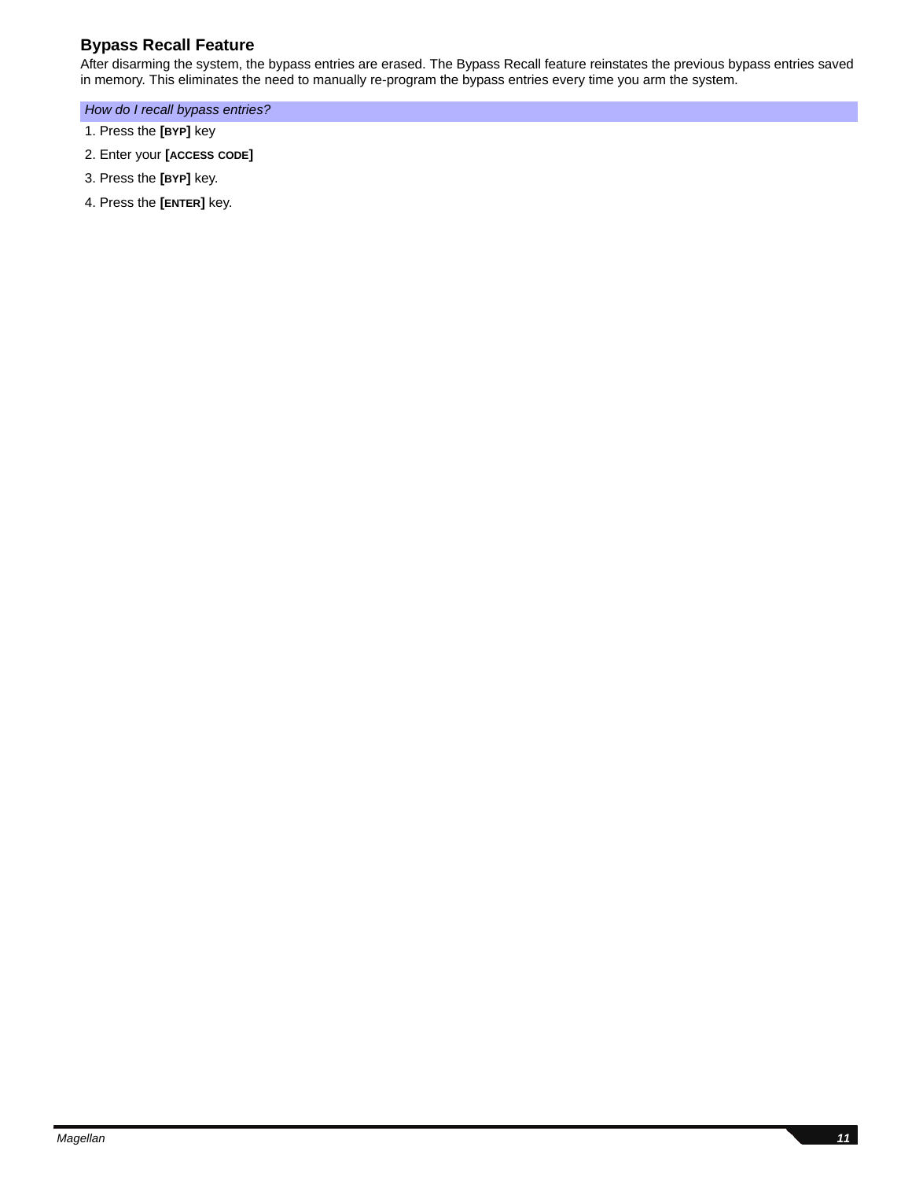## Bypass Recall Feature

After disarming the system, the bypass entries are erased. The Bypass Recall feature reinstates the previous bypass entries saved in memory. This eliminates the need to manually re-program the bypass entries every time you arm the system.

*How do I recall bypass entries?*

1. Press the **[BYP]** key
2. Enter your **[ACCESS CODE]**
3. Press the **[BYP]** key.
4. Press the **[ENTER]** key.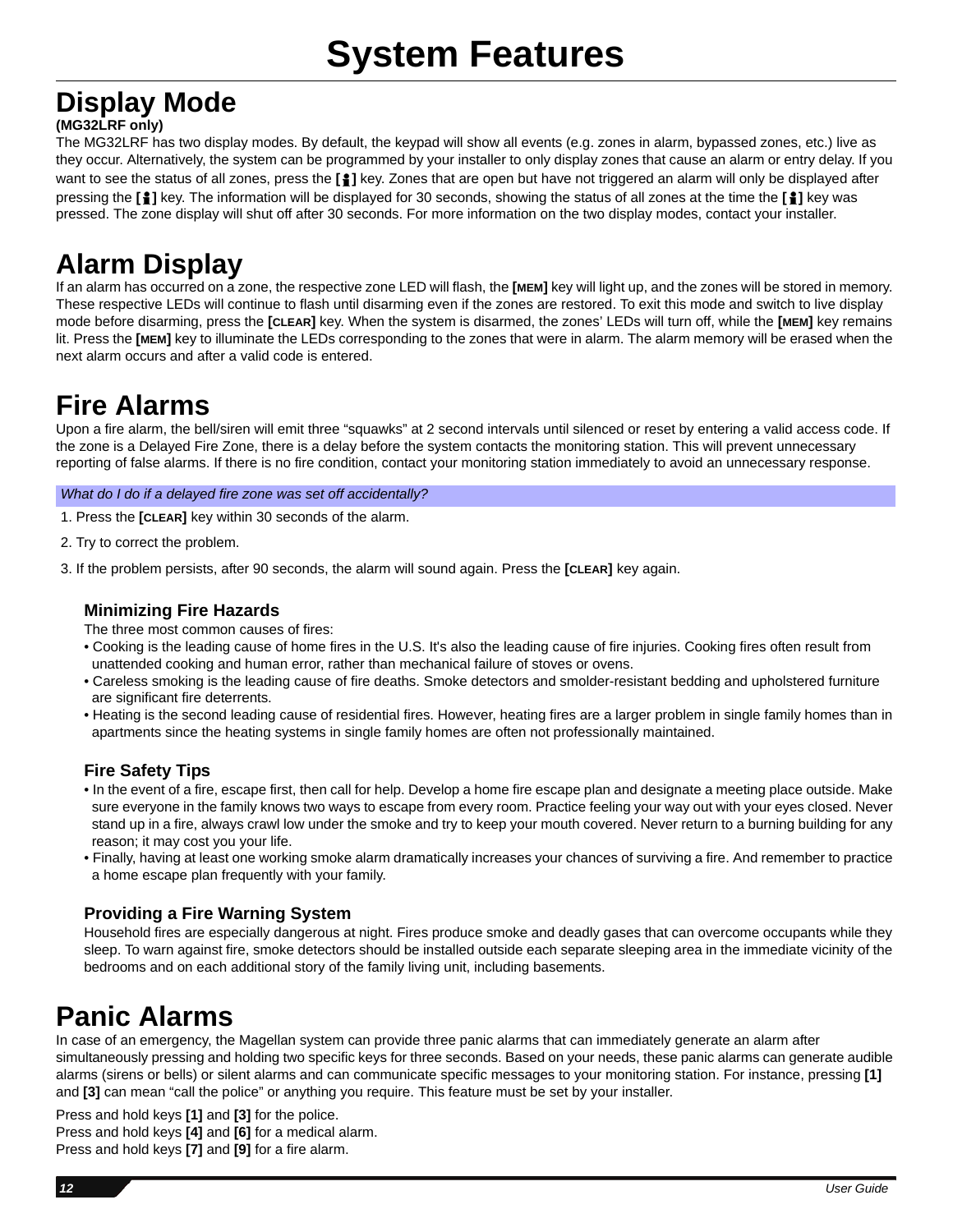# System Features

## Display Mode

**(MG32LRF only)**

The MG32LRF has two display modes. By default, the keypad will show all events (e.g. zones in alarm, bypassed zones, etc.) live as they occur. Alternatively, the system can be programmed by your installer to only display zones that cause an alarm or entry delay. If you want to see the status of all zones, press the **[ ]** key. Zones that are open but have not triggered an alarm will only be displayed after pressing the **[ ]** key. The information will be displayed for 30 seconds, showing the status of all zones at the time the **[ ]** key was pressed. The zone display will shut off after 30 seconds. For more information on the two display modes, contact your installer.

## Alarm Display

If an alarm has occurred on a zone, the respective zone LED will flash, the **[MEM]** key will light up, and the zones will be stored in memory. These respective LEDs will continue to flash until disarming even if the zones are restored. To exit this mode and switch to live display mode before disarming, press the **[CLEAR]** key. When the system is disarmed, the zones' LEDs will turn off, while the **[MEM]** key remains lit. Press the **[MEM]** key to illuminate the LEDs corresponding to the zones that were in alarm. The alarm memory will be erased when the next alarm occurs and after a valid code is entered.

## Fire Alarms

Upon a fire alarm, the bell/siren will emit three "squawks" at 2 second intervals until silenced or reset by entering a valid access code. If the zone is a Delayed Fire Zone, there is a delay before the system contacts the monitoring station. This will prevent unnecessary reporting of false alarms. If there is no fire condition, contact your monitoring station immediately to avoid an unnecessary response.

*What do I do if a delayed fire zone was set off accidentally?*

1. Press the **[CLEAR]** key within 30 seconds of the alarm.
2. Try to correct the problem.
3. If the problem persists, after 90 seconds, the alarm will sound again. Press the **[CLEAR]** key again.

### Minimizing Fire Hazards

The three most common causes of fires:

- Cooking is the leading cause of home fires in the U.S. It's also the leading cause of fire injuries. Cooking fires often result from unattended cooking and human error, rather than mechanical failure of stoves or ovens.
- Careless smoking is the leading cause of fire deaths. Smoke detectors and smolder-resistant bedding and upholstered furniture are significant fire deterrents.
- Heating is the second leading cause of residential fires. However, heating fires are a larger problem in single family homes than in apartments since the heating systems in single family homes are often not professionally maintained.

### Fire Safety Tips

- In the event of a fire, escape first, then call for help. Develop a home fire escape plan and designate a meeting place outside. Make sure everyone in the family knows two ways to escape from every room. Practice feeling your way out with your eyes closed. Never stand up in a fire, always crawl low under the smoke and try to keep your mouth covered. Never return to a burning building for any reason; it may cost you your life.
- Finally, having at least one working smoke alarm dramatically increases your chances of surviving a fire. And remember to practice a home escape plan frequently with your family.

### Providing a Fire Warning System

Household fires are especially dangerous at night. Fires produce smoke and deadly gases that can overcome occupants while they sleep. To warn against fire, smoke detectors should be installed outside each separate sleeping area in the immediate vicinity of the bedrooms and on each additional story of the family living unit, including basements.

## Panic Alarms

In case of an emergency, the Magellan system can provide three panic alarms that can immediately generate an alarm after simultaneously pressing and holding two specific keys for three seconds. Based on your needs, these panic alarms can generate audible alarms (sirens or bells) or silent alarms and can communicate specific messages to your monitoring station. For instance, pressing **[1]** and **[3]** can mean "call the police" or anything you require. This feature must be set by your installer.

Press and hold keys **[1]** and **[3]** for the police.
Press and hold keys **[4]** and **[6]** for a medical alarm.
Press and hold keys **[7]** and **[9]** for a fire alarm.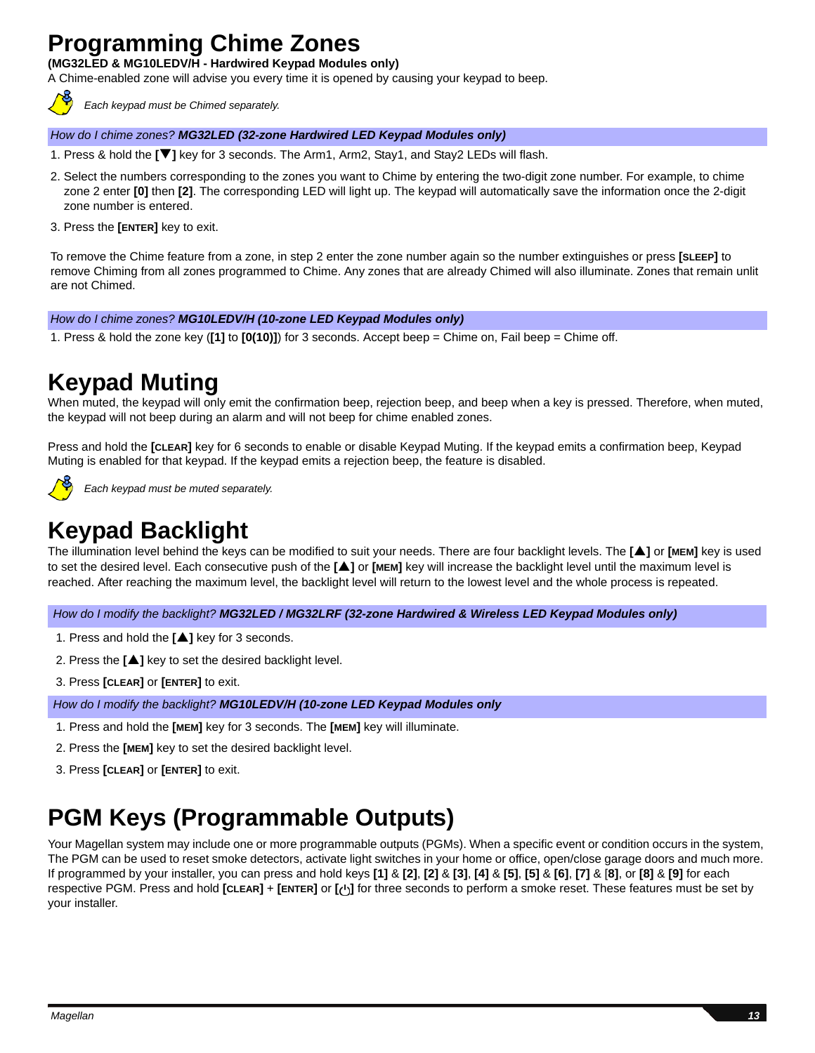# Programming Chime Zones

**(MG32LED & MG10LEDV/H - Hardwired Keypad Modules only)**

A Chime-enabled zone will advise you every time it is opened by causing your keypad to beep.

*Each keypad must be Chimed separately.*

*How do I chime zones?* ***MG32LED (32-zone Hardwired LED Keypad Modules only)***

1. Press & hold the **[▼]** key for 3 seconds. The Arm1, Arm2, Stay1, and Stay2 LEDs will flash.
2. Select the numbers corresponding to the zones you want to Chime by entering the two-digit zone number. For example, to chime zone 2 enter **[0]** then **[2]**. The corresponding LED will light up. The keypad will automatically save the information once the 2-digit zone number is entered.
3. Press the **[ENTER]** key to exit.

To remove the Chime feature from a zone, in step 2 enter the zone number again so the number extinguishes or press **[SLEEP]** to remove Chiming from all zones programmed to Chime. Any zones that are already Chimed will also illuminate. Zones that remain unlit are not Chimed.

*How do I chime zones?* ***MG10LEDV/H (10-zone LED Keypad Modules only)***

1. Press & hold the zone key (**[1]** to **[0(10)]**) for 3 seconds. Accept beep = Chime on, Fail beep = Chime off.

# Keypad Muting

When muted, the keypad will only emit the confirmation beep, rejection beep, and beep when a key is pressed. Therefore, when muted, the keypad will not beep during an alarm and will not beep for chime enabled zones.

Press and hold the **[CLEAR]** key for 6 seconds to enable or disable Keypad Muting. If the keypad emits a confirmation beep, Keypad Muting is enabled for that keypad. If the keypad emits a rejection beep, the feature is disabled.

*Each keypad must be muted separately.*

# Keypad Backlight

The illumination level behind the keys can be modified to suit your needs. There are four backlight levels. The **[▲]** or **[MEM]** key is used to set the desired level. Each consecutive push of the **[▲]** or **[MEM]** key will increase the backlight level until the maximum level is reached. After reaching the maximum level, the backlight level will return to the lowest level and the whole process is repeated.

*How do I modify the backlight?* ***MG32LED / MG32LRF (32-zone Hardwired & Wireless LED Keypad Modules only)***

1. Press and hold the **[▲]** key for 3 seconds.
2. Press the **[▲]** key to set the desired backlight level.
3. Press **[CLEAR]** or **[ENTER]** to exit.

*How do I modify the backlight?* ***MG10LEDV/H (10-zone LED Keypad Modules only***

1. Press and hold the **[MEM]** key for 3 seconds. The **[MEM]** key will illuminate.
2. Press the **[MEM]** key to set the desired backlight level.
3. Press **[CLEAR]** or **[ENTER]** to exit.

# PGM Keys (Programmable Outputs)

Your Magellan system may include one or more programmable outputs (PGMs). When a specific event or condition occurs in the system, The PGM can be used to reset smoke detectors, activate light switches in your home or office, open/close garage doors and much more. If programmed by your installer, you can press and hold keys **[1]** & **[2]**, **[2]** & **[3]**, **[4]** & **[5]**, **[5]** & **[6]**, **[7]** & [**8]**, or **[8]** & **[9]** for each respective PGM. Press and hold **[CLEAR]** + **[ENTER]** or **[⏻]** for three seconds to perform a smoke reset. These features must be set by your installer.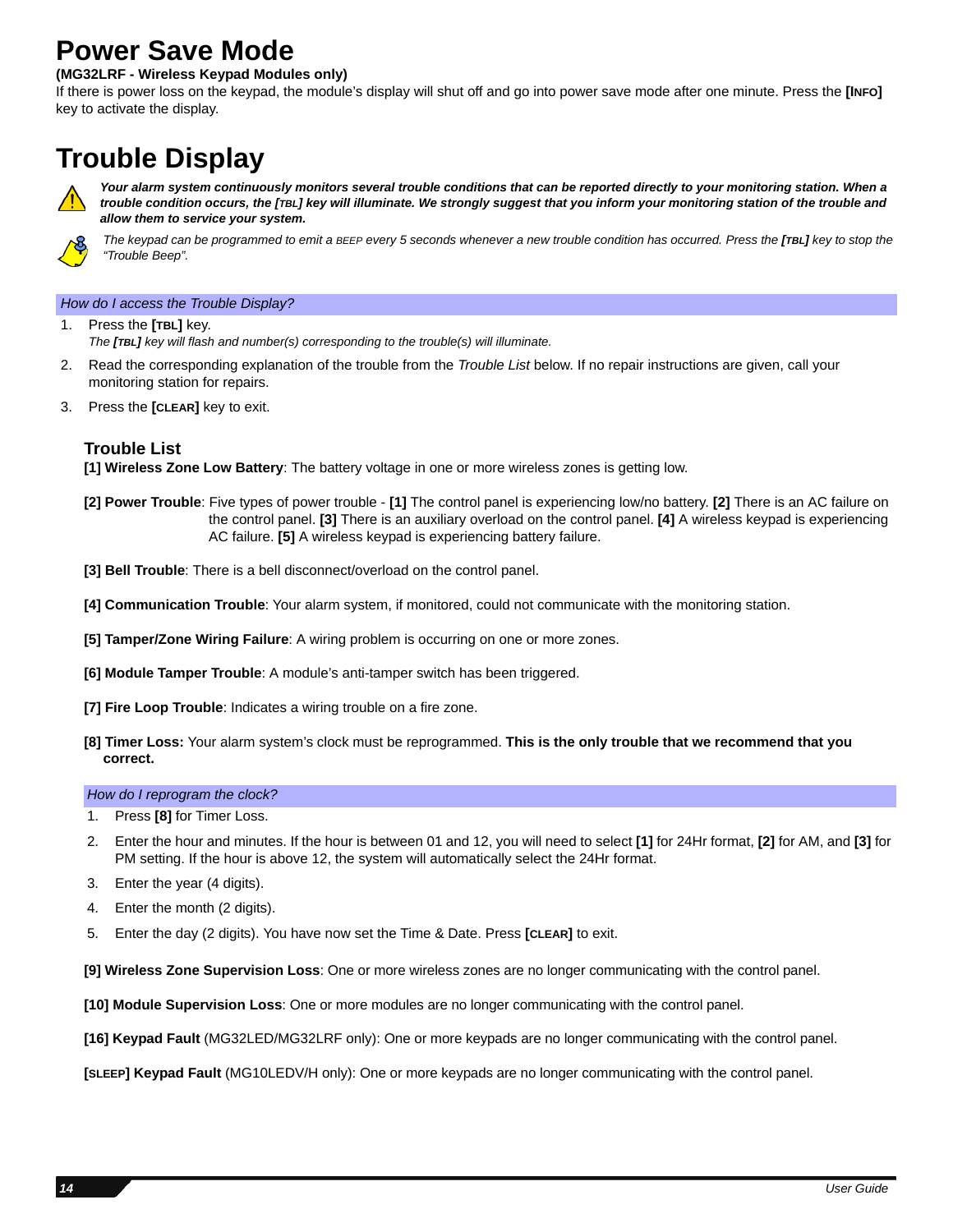# Power Save Mode

**(MG32LRF - Wireless Keypad Modules only)**

If there is power loss on the keypad, the module's display will shut off and go into power save mode after one minute. Press the **[INFO]** key to activate the display.

# Trouble Display

***Your alarm system continuously monitors several trouble conditions that can be reported directly to your monitoring station. When a trouble condition occurs, the [TBL] key will illuminate. We strongly suggest that you inform your monitoring station of the trouble and allow them to service your system.***

*The keypad can be programmed to emit a BEEP every 5 seconds whenever a new trouble condition has occurred. Press the **[TBL]** key to stop the "Trouble Beep".*

*How do I access the Trouble Display?*

1. Press the **[TBL]** key.
   *The **[TBL]** key will flash and number(s) corresponding to the trouble(s) will illuminate.*
2. Read the corresponding explanation of the trouble from the *Trouble List* below. If no repair instructions are given, call your monitoring station for repairs.
3. Press the **[CLEAR]** key to exit.

### Trouble List

**[1] Wireless Zone Low Battery**: The battery voltage in one or more wireless zones is getting low.

**[2] Power Trouble**: Five types of power trouble - **[1]** The control panel is experiencing low/no battery. **[2]** There is an AC failure on the control panel. **[3]** There is an auxiliary overload on the control panel. **[4]** A wireless keypad is experiencing AC failure. **[5]** A wireless keypad is experiencing battery failure.

**[3] Bell Trouble**: There is a bell disconnect/overload on the control panel.

**[4] Communication Trouble**: Your alarm system, if monitored, could not communicate with the monitoring station.

**[5] Tamper/Zone Wiring Failure**: A wiring problem is occurring on one or more zones.

**[6] Module Tamper Trouble**: A module's anti-tamper switch has been triggered.

**[7] Fire Loop Trouble**: Indicates a wiring trouble on a fire zone.

**[8] Timer Loss:** Your alarm system's clock must be reprogrammed. **This is the only trouble that we recommend that you correct.**

*How do I reprogram the clock?*

1. Press **[8]** for Timer Loss.
2. Enter the hour and minutes. If the hour is between 01 and 12, you will need to select **[1]** for 24Hr format, **[2]** for AM, and **[3]** for PM setting. If the hour is above 12, the system will automatically select the 24Hr format.
3. Enter the year (4 digits).
4. Enter the month (2 digits).
5. Enter the day (2 digits). You have now set the Time & Date. Press **[CLEAR]** to exit.

**[9] Wireless Zone Supervision Loss**: One or more wireless zones are no longer communicating with the control panel.

**[10] Module Supervision Loss**: One or more modules are no longer communicating with the control panel.

**[16] Keypad Fault** (MG32LED/MG32LRF only): One or more keypads are no longer communicating with the control panel.

**[SLEEP] Keypad Fault** (MG10LEDV/H only): One or more keypads are no longer communicating with the control panel.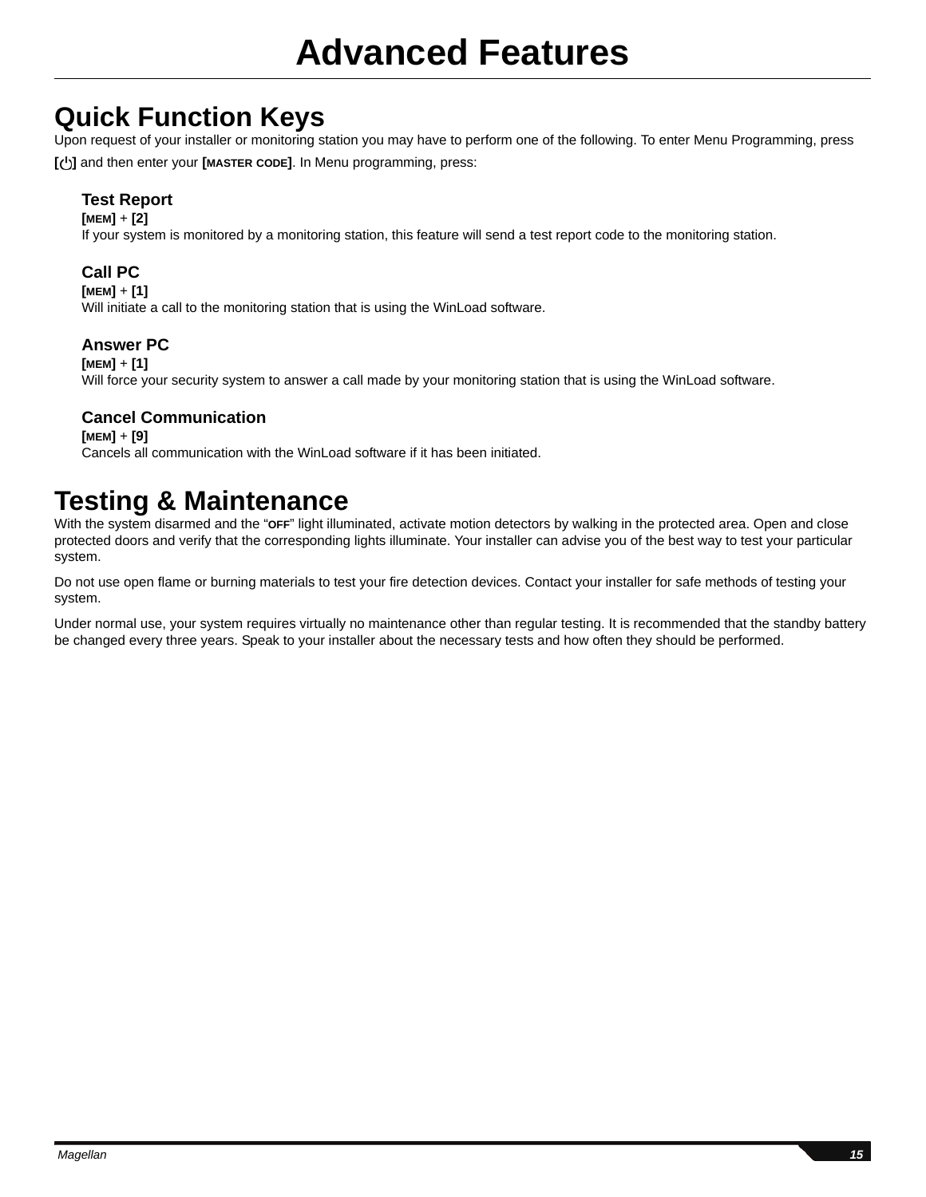# Advanced Features

## Quick Function Keys

Upon request of your installer or monitoring station you may have to perform one of the following. To enter Menu Programming, press **[⏻]** and then enter your **[MASTER CODE]**. In Menu programming, press:

### Test Report

**[MEM]** + **[2]**
If your system is monitored by a monitoring station, this feature will send a test report code to the monitoring station.

### Call PC

**[MEM]** + **[1]**
Will initiate a call to the monitoring station that is using the WinLoad software.

### Answer PC

**[MEM]** + **[1]**
Will force your security system to answer a call made by your monitoring station that is using the WinLoad software.

### Cancel Communication

**[MEM]** + **[9]**
Cancels all communication with the WinLoad software if it has been initiated.

## Testing & Maintenance

With the system disarmed and the "**OFF**" light illuminated, activate motion detectors by walking in the protected area. Open and close protected doors and verify that the corresponding lights illuminate. Your installer can advise you of the best way to test your particular system.

Do not use open flame or burning materials to test your fire detection devices. Contact your installer for safe methods of testing your system.

Under normal use, your system requires virtually no maintenance other than regular testing. It is recommended that the standby battery be changed every three years. Speak to your installer about the necessary tests and how often they should be performed.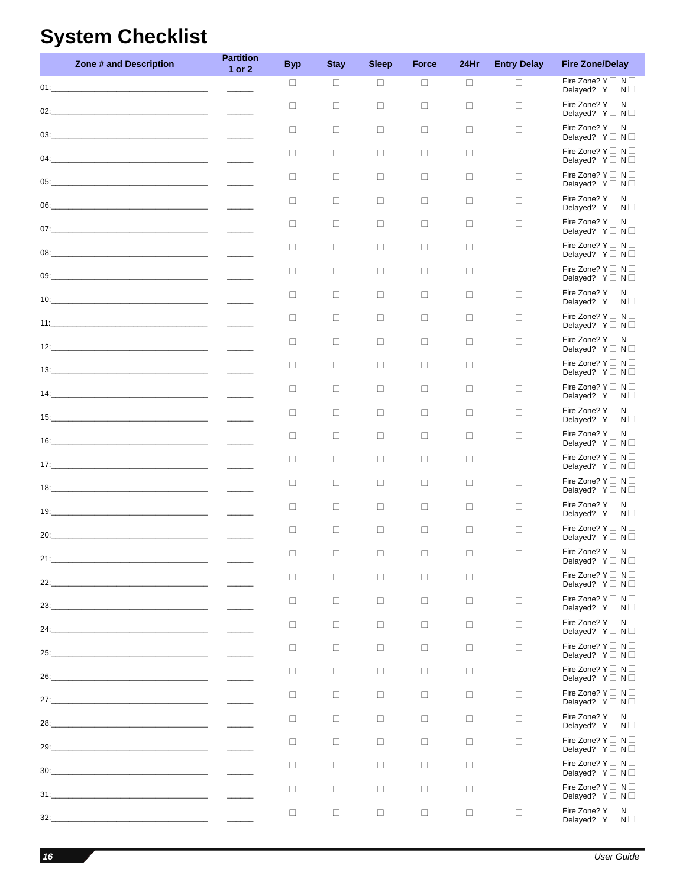# System Checklist

| Zone # and Description | Partition 1 or 2 | Byp | Stay | Sleep | Force | 24Hr | Entry Delay | Fire Zone/Delay |
|---|---|---|---|---|---|---|---|---|
| 01:______________________________ | ______ | ☐ | ☐ | ☐ | ☐ | ☐ | ☐ | Fire Zone? Y ☐ N ☐ Delayed? Y ☐ N ☐ |
| 02:______________________________ | ______ | ☐ | ☐ | ☐ | ☐ | ☐ | ☐ | Fire Zone? Y ☐ N ☐ Delayed? Y ☐ N ☐ |
| 03:______________________________ | ______ | ☐ | ☐ | ☐ | ☐ | ☐ | ☐ | Fire Zone? Y ☐ N ☐ Delayed? Y ☐ N ☐ |
| 04:______________________________ | ______ | ☐ | ☐ | ☐ | ☐ | ☐ | ☐ | Fire Zone? Y ☐ N ☐ Delayed? Y ☐ N ☐ |
| 05:______________________________ | ______ | ☐ | ☐ | ☐ | ☐ | ☐ | ☐ | Fire Zone? Y ☐ N ☐ Delayed? Y ☐ N ☐ |
| 06:______________________________ | ______ | ☐ | ☐ | ☐ | ☐ | ☐ | ☐ | Fire Zone? Y ☐ N ☐ Delayed? Y ☐ N ☐ |
| 07:______________________________ | ______ | ☐ | ☐ | ☐ | ☐ | ☐ | ☐ | Fire Zone? Y ☐ N ☐ Delayed? Y ☐ N ☐ |
| 08:______________________________ | ______ | ☐ | ☐ | ☐ | ☐ | ☐ | ☐ | Fire Zone? Y ☐ N ☐ Delayed? Y ☐ N ☐ |
| 09:______________________________ | ______ | ☐ | ☐ | ☐ | ☐ | ☐ | ☐ | Fire Zone? Y ☐ N ☐ Delayed? Y ☐ N ☐ |
| 10:______________________________ | ______ | ☐ | ☐ | ☐ | ☐ | ☐ | ☐ | Fire Zone? Y ☐ N ☐ Delayed? Y ☐ N ☐ |
| 11:______________________________ | ______ | ☐ | ☐ | ☐ | ☐ | ☐ | ☐ | Fire Zone? Y ☐ N ☐ Delayed? Y ☐ N ☐ |
| 12:______________________________ | ______ | ☐ | ☐ | ☐ | ☐ | ☐ | ☐ | Fire Zone? Y ☐ N ☐ Delayed? Y ☐ N ☐ |
| 13:______________________________ | ______ | ☐ | ☐ | ☐ | ☐ | ☐ | ☐ | Fire Zone? Y ☐ N ☐ Delayed? Y ☐ N ☐ |
| 14:______________________________ | ______ | ☐ | ☐ | ☐ | ☐ | ☐ | ☐ | Fire Zone? Y ☐ N ☐ Delayed? Y ☐ N ☐ |
| 15:______________________________ | ______ | ☐ | ☐ | ☐ | ☐ | ☐ | ☐ | Fire Zone? Y ☐ N ☐ Delayed? Y ☐ N ☐ |
| 16:______________________________ | ______ | ☐ | ☐ | ☐ | ☐ | ☐ | ☐ | Fire Zone? Y ☐ N ☐ Delayed? Y ☐ N ☐ |
| 17:______________________________ | ______ | ☐ | ☐ | ☐ | ☐ | ☐ | ☐ | Fire Zone? Y ☐ N ☐ Delayed? Y ☐ N ☐ |
| 18:______________________________ | ______ | ☐ | ☐ | ☐ | ☐ | ☐ | ☐ | Fire Zone? Y ☐ N ☐ Delayed? Y ☐ N ☐ |
| 19:______________________________ | ______ | ☐ | ☐ | ☐ | ☐ | ☐ | ☐ | Fire Zone? Y ☐ N ☐ Delayed? Y ☐ N ☐ |
| 20:______________________________ | ______ | ☐ | ☐ | ☐ | ☐ | ☐ | ☐ | Fire Zone? Y ☐ N ☐ Delayed? Y ☐ N ☐ |
| 21:______________________________ | ______ | ☐ | ☐ | ☐ | ☐ | ☐ | ☐ | Fire Zone? Y ☐ N ☐ Delayed? Y ☐ N ☐ |
| 22:______________________________ | ______ | ☐ | ☐ | ☐ | ☐ | ☐ | ☐ | Fire Zone? Y ☐ N ☐ Delayed? Y ☐ N ☐ |
| 23:______________________________ | ______ | ☐ | ☐ | ☐ | ☐ | ☐ | ☐ | Fire Zone? Y ☐ N ☐ Delayed? Y ☐ N ☐ |
| 24:______________________________ | ______ | ☐ | ☐ | ☐ | ☐ | ☐ | ☐ | Fire Zone? Y ☐ N ☐ Delayed? Y ☐ N ☐ |
| 25:______________________________ | ______ | ☐ | ☐ | ☐ | ☐ | ☐ | ☐ | Fire Zone? Y ☐ N ☐ Delayed? Y ☐ N ☐ |
| 26:______________________________ | ______ | ☐ | ☐ | ☐ | ☐ | ☐ | ☐ | Fire Zone? Y ☐ N ☐ Delayed? Y ☐ N ☐ |
| 27:______________________________ | ______ | ☐ | ☐ | ☐ | ☐ | ☐ | ☐ | Fire Zone? Y ☐ N ☐ Delayed? Y ☐ N ☐ |
| 28:______________________________ | ______ | ☐ | ☐ | ☐ | ☐ | ☐ | ☐ | Fire Zone? Y ☐ N ☐ Delayed? Y ☐ N ☐ |
| 29:______________________________ | ______ | ☐ | ☐ | ☐ | ☐ | ☐ | ☐ | Fire Zone? Y ☐ N ☐ Delayed? Y ☐ N ☐ |
| 30:______________________________ | ______ | ☐ | ☐ | ☐ | ☐ | ☐ | ☐ | Fire Zone? Y ☐ N ☐ Delayed? Y ☐ N ☐ |
| 31:______________________________ | ______ | ☐ | ☐ | ☐ | ☐ | ☐ | ☐ | Fire Zone? Y ☐ N ☐ Delayed? Y ☐ N ☐ |
| 32:______________________________ | ______ | ☐ | ☐ | ☐ | ☐ | ☐ | ☐ | Fire Zone? Y ☐ N ☐ Delayed? Y ☐ N ☐ |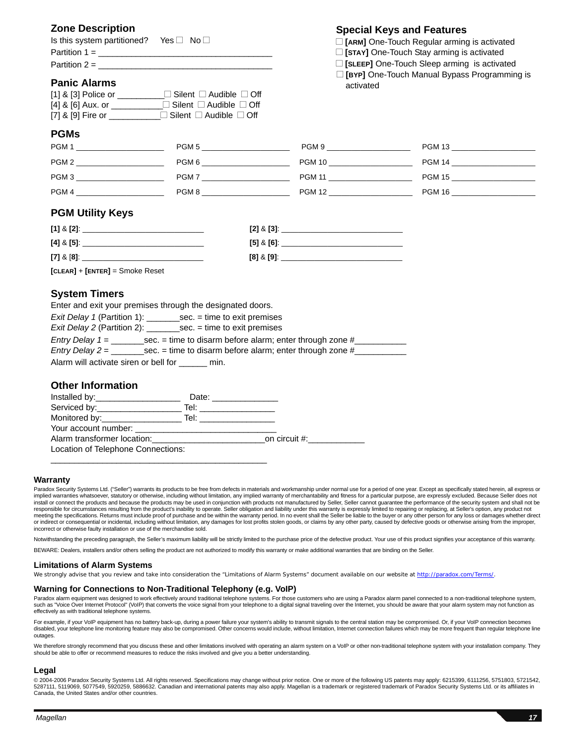## Zone Description

Is this system partitioned? Yes ☐ No ☐

Partition 1 = ____________________________________

Partition 2 = ____________________________________

## Special Keys and Features

☐ **[ARM]** One-Touch Regular arming is activated

☐ **[STAY]** One-Touch Stay arming is activated

☐ **[SLEEP]** One-Touch Sleep arming is activated

☐ **[BYP]** One-Touch Manual Bypass Programming is activated

## Panic Alarms

[1] & [3] Police or __________☐ Silent ☐ Audible ☐ Off

[4] & [6] Aux. or __________☐ Silent ☐ Audible ☐ Off

[7] & [9] Fire or __________☐ Silent ☐ Audible ☐ Off

## PGMs

| | | | |
|---|---|---|---|
| PGM 1 ____________ | PGM 5 ____________ | PGM 9 ____________ | PGM 13 ____________ |
| PGM 2 ____________ | PGM 6 ____________ | PGM 10 ____________ | PGM 14 ____________ |
| PGM 3 ____________ | PGM 7 ____________ | PGM 11 ____________ | PGM 15 ____________ |
| PGM 4 ____________ | PGM 8 ____________ | PGM 12 ____________ | PGM 16 ____________ |

## PGM Utility Keys

| | |
|---|---|
| **[1]** & **[2]**: ____________________ | **[2]** & **[3]**: ____________________ |
| **[4]** & **[5]**: ____________________ | **[5]** & **[6]**: ____________________ |
| **[7]** & **[8]**: ____________________ | **[8]** & **[9]**: ____________________ |

**[CLEAR]** + **[ENTER]** = Smoke Reset

## System Timers

Enter and exit your premises through the designated doors.

*Exit Delay 1* (Partition 1): _______sec. = time to exit premises

*Exit Delay 2* (Partition 2): _______sec. = time to exit premises

*Entry Delay 1* = _______sec. = time to disarm before alarm; enter through zone #__________

*Entry Delay 2* = _______sec. = time to disarm before alarm; enter through zone #__________

Alarm will activate siren or bell for ______ min.

## Other Information

Installed by:__________________ Date: ______________

Serviced by:__________________ Tel: ________________

Monitored by:_________________ Tel: ________________

Your account number: ______________________________

Alarm transformer location:________________________on circuit #:____________

Location of Telephone Connections:

______________________________________________

### Warranty

Paradox Security Systems Ltd. ("Seller") warrants its products to be free from defects in materials and workmanship under normal use for a period of one year. Except as specifically stated herein, all express or implied warranties whatsoever, statutory or otherwise, including without limitation, any implied warranty of merchantability and fitness for a particular purpose, are expressly excluded. Because Seller does not install or connect the products and because the products may be used in conjunction with products not manufactured by Seller, Seller cannot guarantee the performance of the security system and shall not be responsible for circumstances resulting from the product's inability to operate. Seller obligation and liability under this warranty is expressly limited to repairing or replacing, at Seller's option, any product not meeting the specifications. Returns must include proof of purchase and be within the warranty period. In no event shall the Seller be liable to the buyer or any other person for any loss or damages whether direct or indirect or consequential or incidental, including without limitation, any damages for lost profits stolen goods, or claims by any other party, caused by defective goods or otherwise arising from the improper, incorrect or otherwise faulty installation or use of the merchandise sold.

Notwithstanding the preceding paragraph, the Seller's maximum liability will be strictly limited to the purchase price of the defective product. Your use of this product signifies your acceptance of this warranty.

BEWARE: Dealers, installers and/or others selling the product are not authorized to modify this warranty or make additional warranties that are binding on the Seller.

### Limitations of Alarm Systems

We strongly advise that you review and take into consideration the "Limitations of Alarm Systems" document available on our website at http://paradox.com/Terms/.

### Warning for Connections to Non-Traditional Telephony (e.g. VoIP)

Paradox alarm equipment was designed to work effectively around traditional telephone systems. For those customers who are using a Paradox alarm panel connected to a non-traditional telephone system, such as "Voice Over Internet Protocol" (VoIP) that converts the voice signal from your telephone to a digital signal traveling over the Internet, you should be aware that your alarm system may not function as effectively as with traditional telephone systems.

For example, if your VoIP equipment has no battery back-up, during a power failure your system's ability to transmit signals to the central station may be compromised. Or, if your VoIP connection becomes disabled, your telephone line monitoring feature may also be compromised. Other concerns would include, without limitation, Internet connection failures which may be more frequent than regular telephone line outages.

We therefore strongly recommend that you discuss these and other limitations involved with operating an alarm system on a VoIP or other non-traditional telephone system with your installation company. They should be able to offer or recommend measures to reduce the risks involved and give you a better understanding.

### Legal

© 2004-2006 Paradox Security Systems Ltd. All rights reserved. Specifications may change without prior notice. One or more of the following US patents may apply: 6215399, 6111256, 5751803, 5721542, 5287111, 5119069, 5077549, 5920259, 5886632. Canadian and international patents may also apply. Magellan is a trademark or registered trademark of Paradox Security Systems Ltd. or its affiliates in Canada, the United States and/or other countries.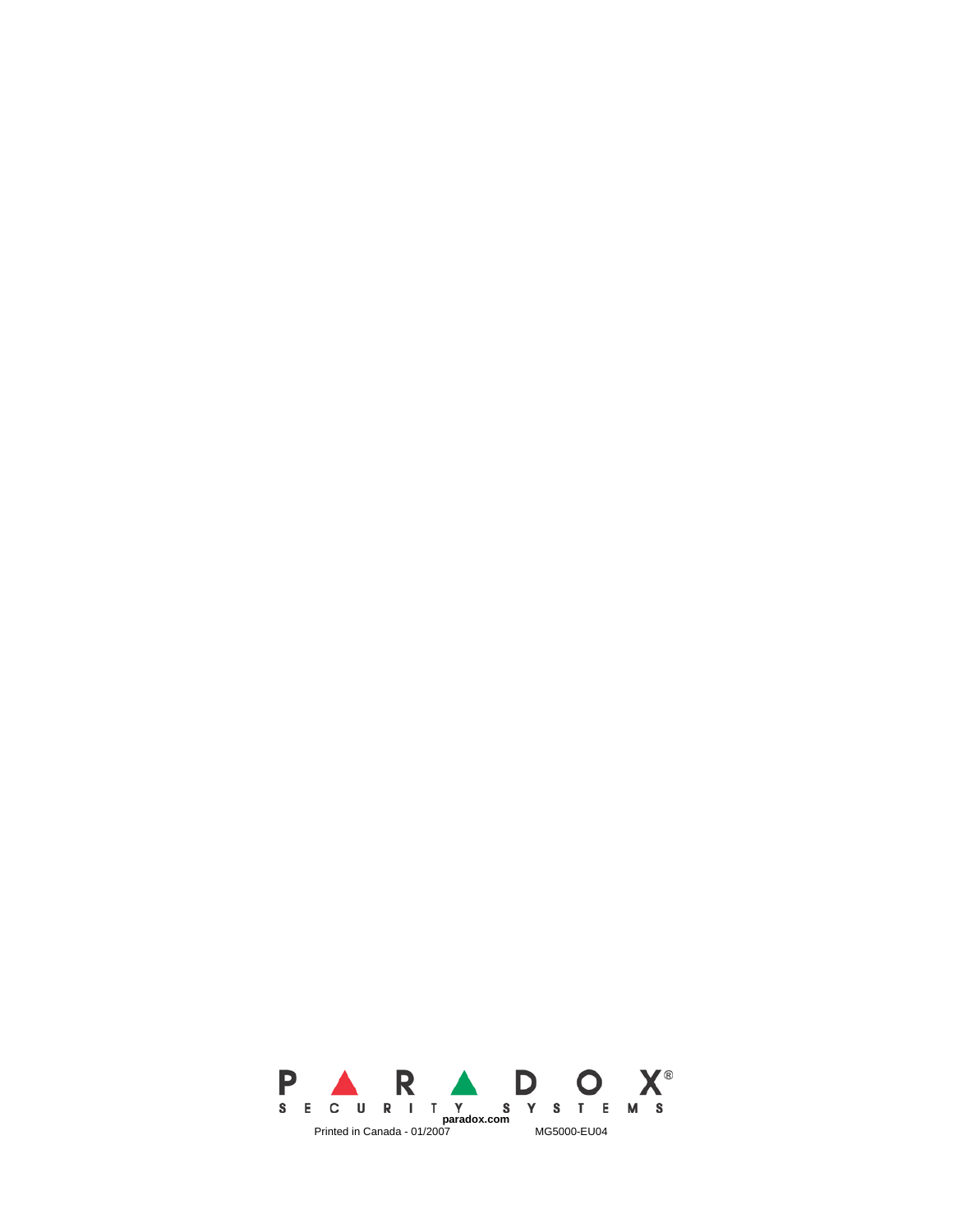PARADOX®

SECURITY SYSTEMS

paradox.com

Printed in Canada - 01/2007

MG5000-EU04